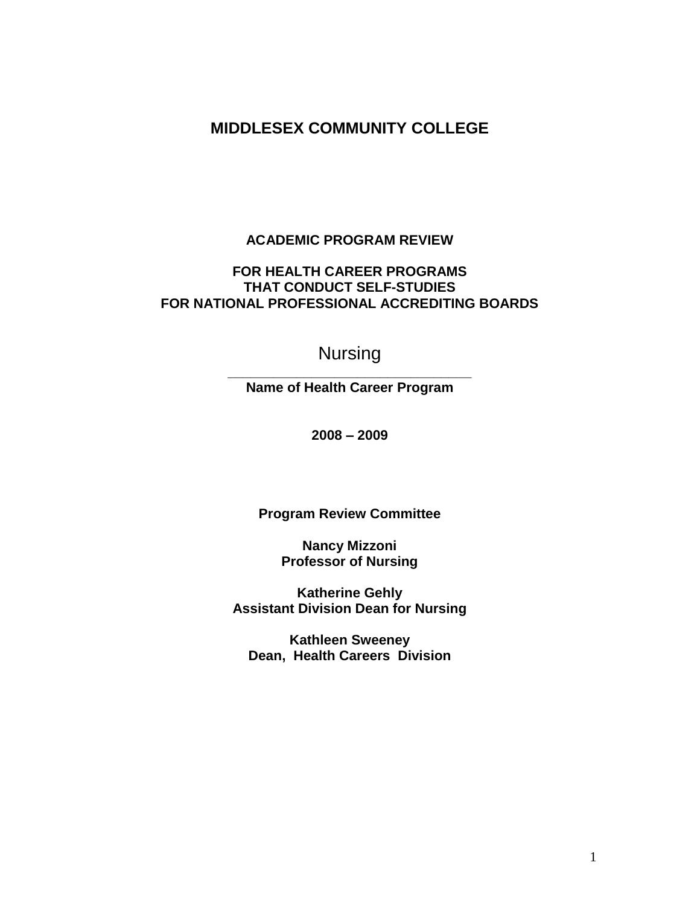# MIDDLESEX COMMUNITY COLLEGE

**ACADEMIC PROGRAM REVIEW**

**FOR HEALTH CARER PROGRAMS THAT CONDUCT SELF-STUDIES FOR NATIONAL PROFESSIONAL ACCREDITING BOARDS**

Nursing

**Name of Health Career Program**

**2008 – 2009**

**Program Review Committee**

**Nancy Mizzoni**
**Professor of Nursing**

**Katherine Gehly**
**Assistant Division Dean for Nursing**

**Kathleen Sweeney**
**Dean, Health Careers Division**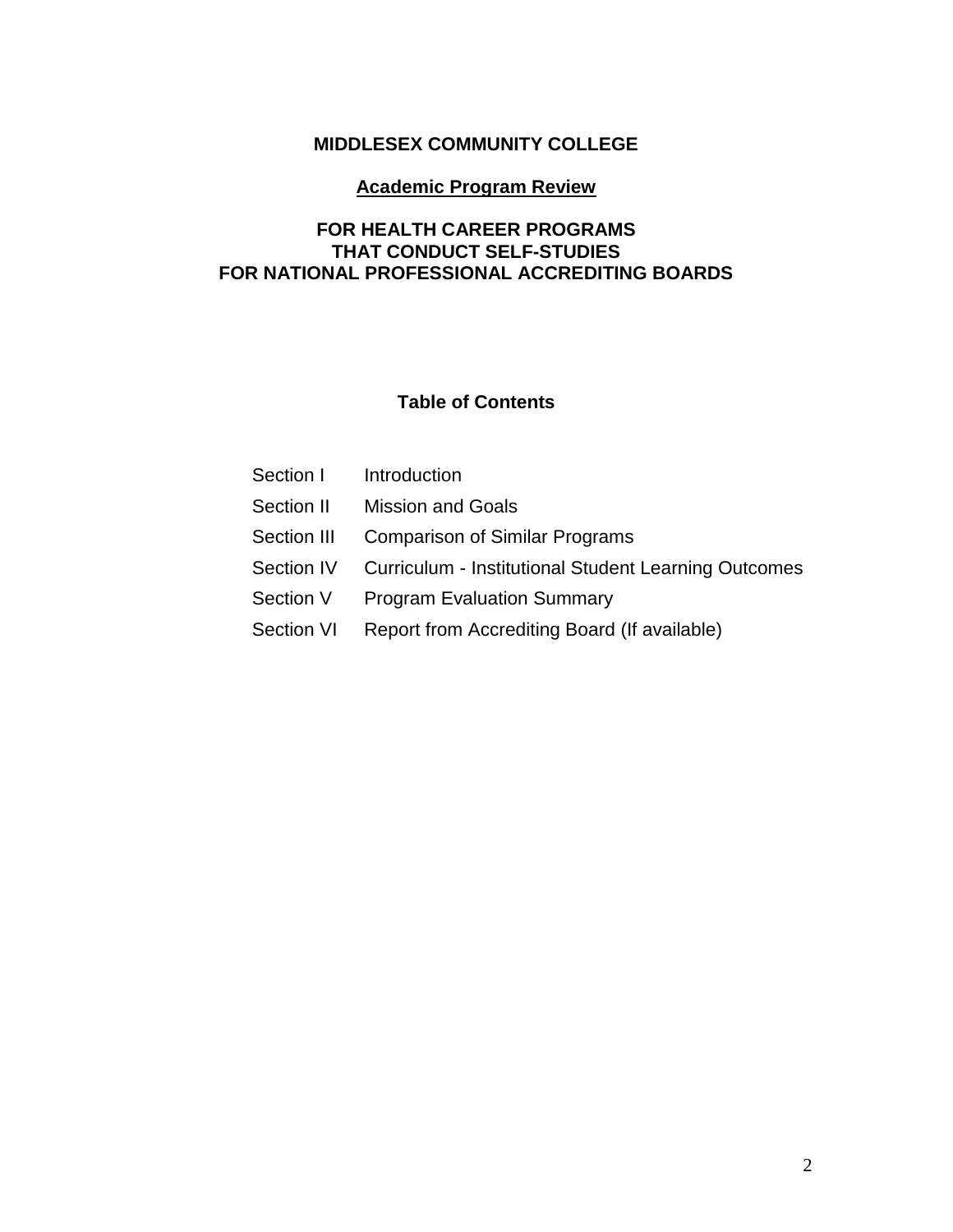**MIDDLESEX COMMUNITY COLLEGE**

**Academic Program Review**

**FOR HEALTH CAREER PROGRAMS THAT CONDUCT SELF-STUDIES FOR NATIONAL PROFESSIONAL ACCREDITING BOARDS**

## Table of Contents

| | |
|---|---|
| Section I | Introduction |
| Section II | Mission and Goals |
| Section III | Comparison of Similar Programs |
| Section IV | Curriculum - Institutional Student Learning Outcomes |
| Section V | Program Evaluation Summary |
| Section VI | Report from Accrediting Board (If available) |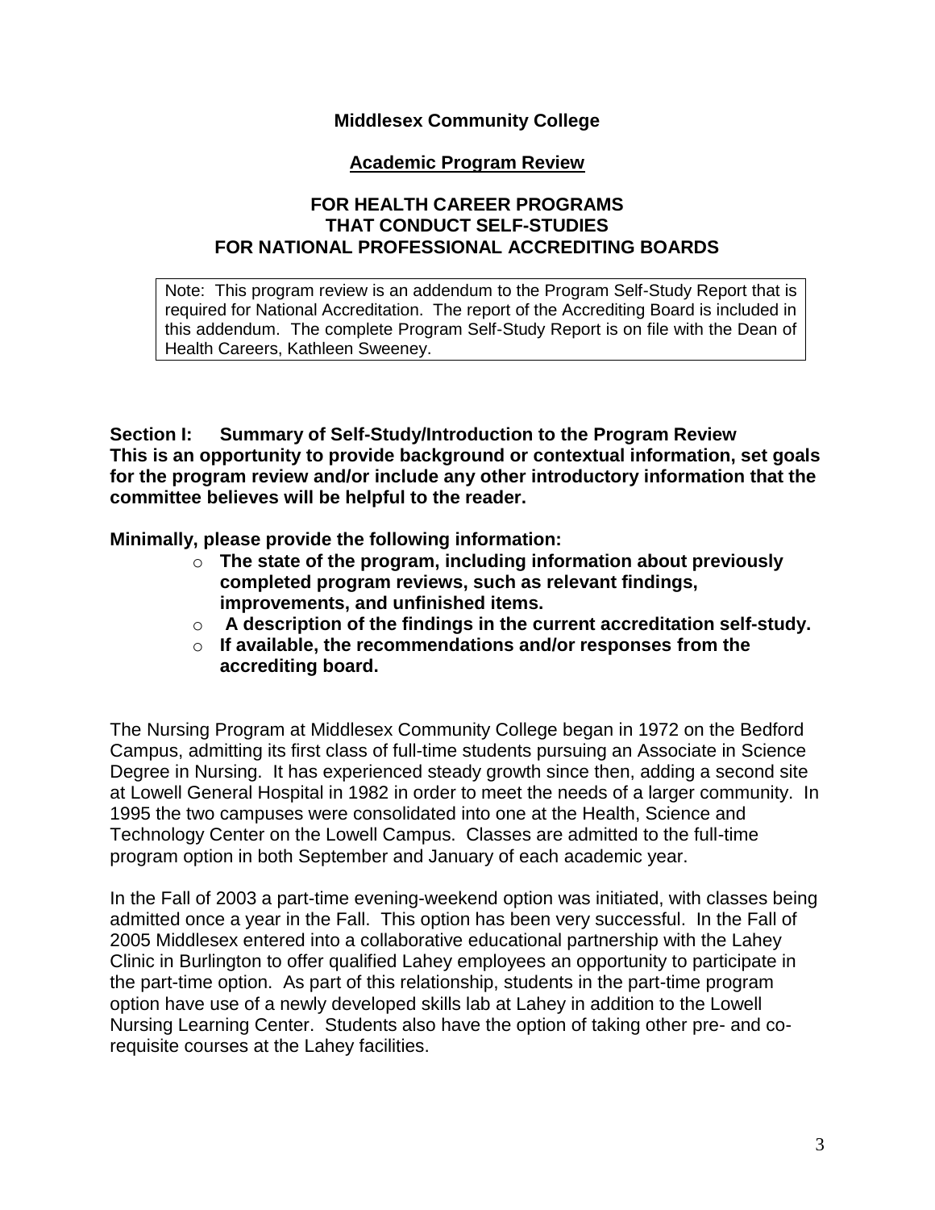**Middlesex Community College**

**Academic Program Review**

**FOR HEALTH CAREER PROGRAMS THAT CONDUCT SELF-STUDIES FOR NATIONAL PROFESSIONAL ACCREDITING BOARDS**

Note: This program review is an addendum to the Program Self-Study Report that is required for National Accreditation. The report of the Accrediting Board is included in this addendum. The complete Program Self-Study Report is on file with the Dean of Health Careers, Kathleen Sweeney.

**Section I: Summary of Self-Study/Introduction to the Program Review**
**This is an opportunity to provide background or contextual information, set goals for the program review and/or include any other introductory information that the committee believes will be helpful to the reader.**

**Minimally, please provide the following information:**

- **The state of the program, including information about previously completed program reviews, such as relevant findings, improvements, and unfinished items.**
- **A description of the findings in the current accreditation self-study.**
- **If available, the recommendations and/or responses from the accrediting board.**

The Nursing Program at Middlesex Community College began in 1972 on the Bedford Campus, admitting its first class of full-time students pursuing an Associate in Science Degree in Nursing. It has experienced steady growth since then, adding a second site at Lowell General Hospital in 1982 in order to meet the needs of a larger community. In 1995 the two campuses were consolidated into one at the Health, Science and Technology Center on the Lowell Campus. Classes are admitted to the full-time program option in both September and January of each academic year.

In the Fall of 2003 a part-time evening-weekend option was initiated, with classes being admitted once a year in the Fall. This option has been very successful. In the Fall of 2005 Middlesex entered into a collaborative educational partnership with the Lahey Clinic in Burlington to offer qualified Lahey employees an opportunity to participate in the part-time option. As part of this relationship, students in the part-time program option have use of a newly developed skills lab at Lahey in addition to the Lowell Nursing Learning Center. Students also have the option of taking other pre- and co-requisite courses at the Lahey facilities.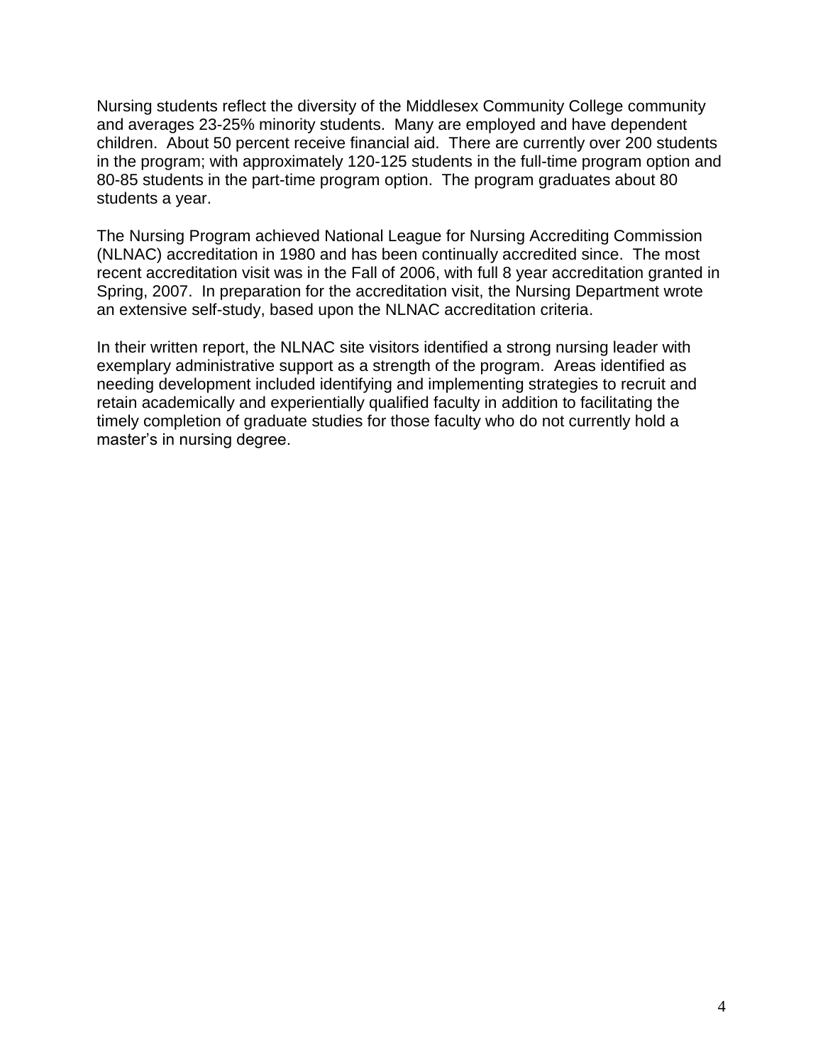Nursing students reflect the diversity of the Middlesex Community College community and averages 23-25% minority students. Many are employed and have dependent children. About 50 percent receive financial aid. There are currently over 200 students in the program; with approximately 120-125 students in the full-time program option and 80-85 students in the part-time program option. The program graduates about 80 students a year.

The Nursing Program achieved National League for Nursing Accrediting Commission (NLNAC) accreditation in 1980 and has been continually accredited since. The most recent accreditation visit was in the Fall of 2006, with full 8 year accreditation granted in Spring, 2007. In preparation for the accreditation visit, the Nursing Department wrote an extensive self-study, based upon the NLNAC accreditation criteria.

In their written report, the NLNAC site visitors identified a strong nursing leader with exemplary administrative support as a strength of the program. Areas identified as needing development included identifying and implementing strategies to recruit and retain academically and experientially qualified faculty in addition to facilitating the timely completion of graduate studies for those faculty who do not currently hold a master's in nursing degree.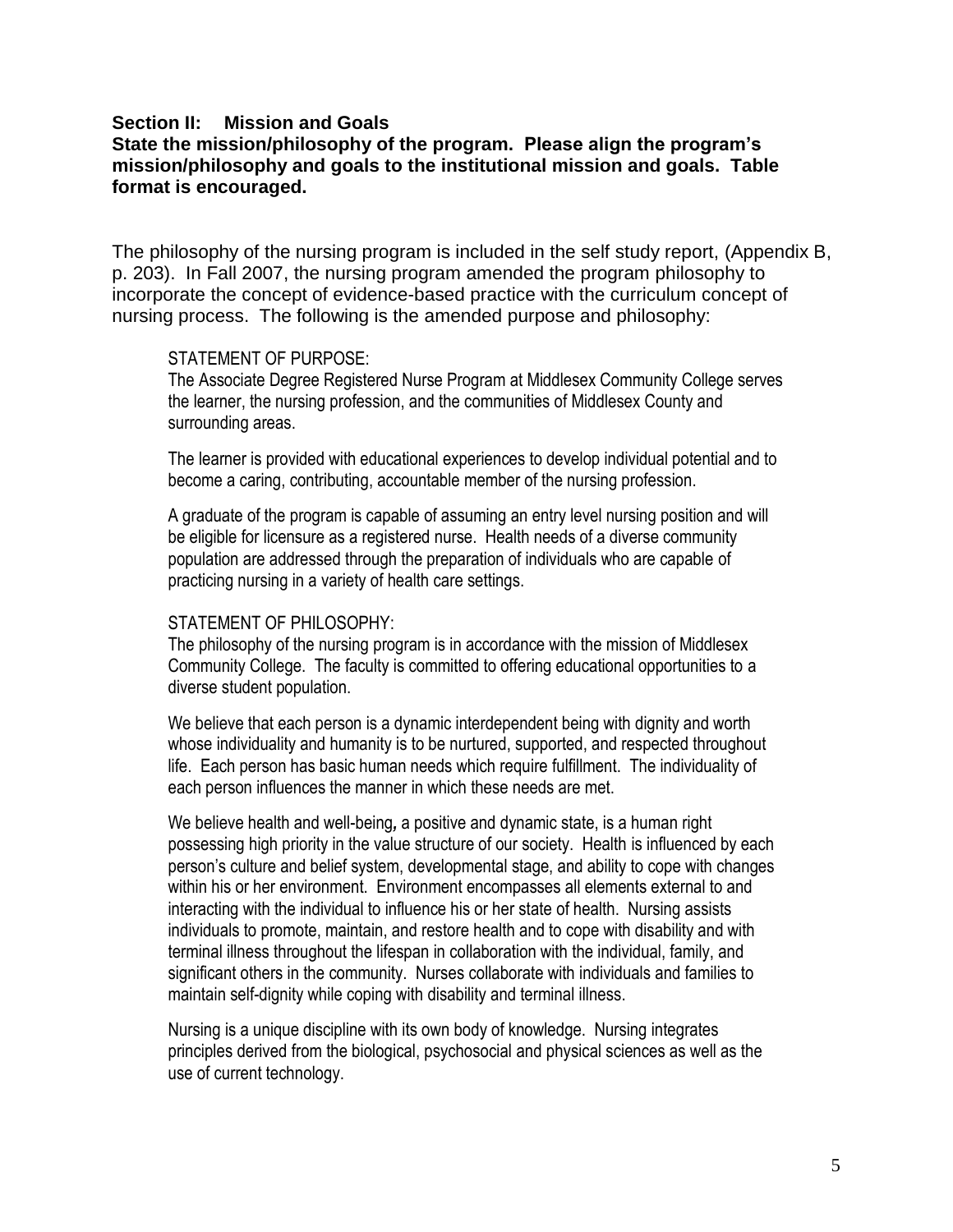**Section II: Mission and Goals**

**State the mission/philosophy of the program. Please align the program's mission/philosophy and goals to the institutional mission and goals. Table format is encouraged.**

The philosophy of the nursing program is included in the self study report, (Appendix B, p. 203). In Fall 2007, the nursing program amended the program philosophy to incorporate the concept of evidence-based practice with the curriculum concept of nursing process. The following is the amended purpose and philosophy:

> STATEMENT OF PURPOSE:
> The Associate Degree Registered Nurse Program at Middlesex Community College serves the learner, the nursing profession, and the communities of Middlesex County and surrounding areas.
>
> The learner is provided with educational experiences to develop individual potential and to become a caring, contributing, accountable member of the nursing profession.
>
> A graduate of the program is capable of assuming an entry level nursing position and will be eligible for licensure as a registered nurse. Health needs of a diverse community population are addressed through the preparation of individuals who are capable of practicing nursing in a variety of health care settings.
>
> STATEMENT OF PHILOSOPHY:
> The philosophy of the nursing program is in accordance with the mission of Middlesex Community College. The faculty is committed to offering educational opportunities to a diverse student population.
>
> We believe that each person is a dynamic interdependent being with dignity and worth whose individuality and humanity is to be nurtured, supported, and respected throughout life. Each person has basic human needs which require fulfillment. The individuality of each person influences the manner in which these needs are met.
>
> We believe health and well-being*,* a positive and dynamic state, is a human right possessing high priority in the value structure of our society. Health is influenced by each person's culture and belief system, developmental stage, and ability to cope with changes within his or her environment. Environment encompasses all elements external to and interacting with the individual to influence his or her state of health. Nursing assists individuals to promote, maintain, and restore health and to cope with disability and with terminal illness throughout the lifespan in collaboration with the individual, family, and significant others in the community. Nurses collaborate with individuals and families to maintain self-dignity while coping with disability and terminal illness.
>
> Nursing is a unique discipline with its own body of knowledge. Nursing integrates principles derived from the biological, psychosocial and physical sciences as well as the use of current technology.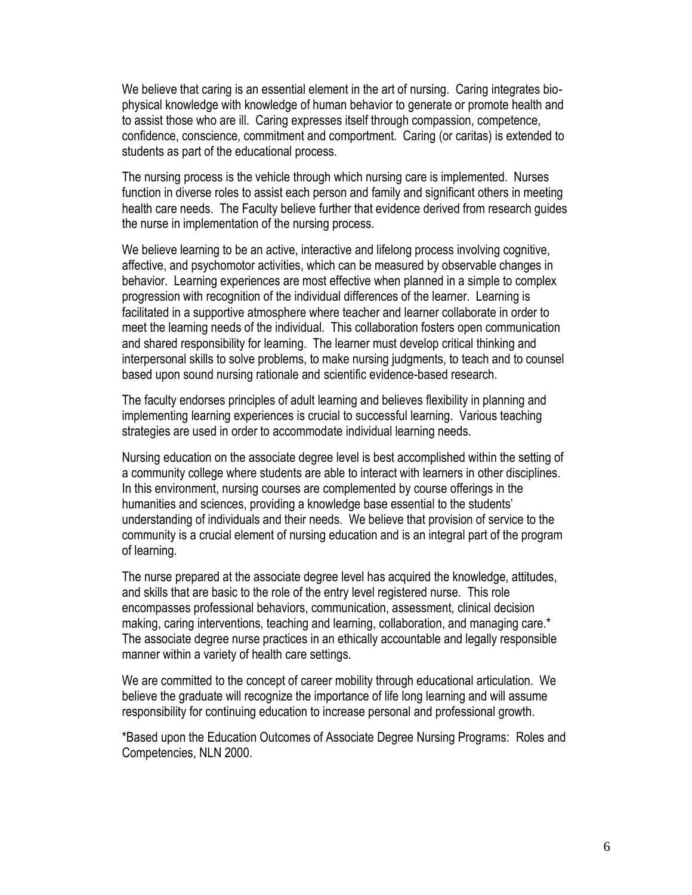We believe that caring is an essential element in the art of nursing. Caring integrates bio-physical knowledge with knowledge of human behavior to generate or promote health and to assist those who are ill. Caring expresses itself through compassion, competence, confidence, conscience, commitment and comportment. Caring (or caritas) is extended to students as part of the educational process.

The nursing process is the vehicle through which nursing care is implemented. Nurses function in diverse roles to assist each person and family and significant others in meeting health care needs. The Faculty believe further that evidence derived from research guides the nurse in implementation of the nursing process.

We believe learning to be an active, interactive and lifelong process involving cognitive, affective, and psychomotor activities, which can be measured by observable changes in behavior. Learning experiences are most effective when planned in a simple to complex progression with recognition of the individual differences of the learner. Learning is facilitated in a supportive atmosphere where teacher and learner collaborate in order to meet the learning needs of the individual. This collaboration fosters open communication and shared responsibility for learning. The learner must develop critical thinking and interpersonal skills to solve problems, to make nursing judgments, to teach and to counsel based upon sound nursing rationale and scientific evidence-based research.

The faculty endorses principles of adult learning and believes flexibility in planning and implementing learning experiences is crucial to successful learning. Various teaching strategies are used in order to accommodate individual learning needs.

Nursing education on the associate degree level is best accomplished within the setting of a community college where students are able to interact with learners in other disciplines. In this environment, nursing courses are complemented by course offerings in the humanities and sciences, providing a knowledge base essential to the students' understanding of individuals and their needs. We believe that provision of service to the community is a crucial element of nursing education and is an integral part of the program of learning.

The nurse prepared at the associate degree level has acquired the knowledge, attitudes, and skills that are basic to the role of the entry level registered nurse. This role encompasses professional behaviors, communication, assessment, clinical decision making, caring interventions, teaching and learning, collaboration, and managing care.* The associate degree nurse practices in an ethically accountable and legally responsible manner within a variety of health care settings.

We are committed to the concept of career mobility through educational articulation. We believe the graduate will recognize the importance of life long learning and will assume responsibility for continuing education to increase personal and professional growth.

*Based upon the Education Outcomes of Associate Degree Nursing Programs: Roles and Competencies, NLN 2000.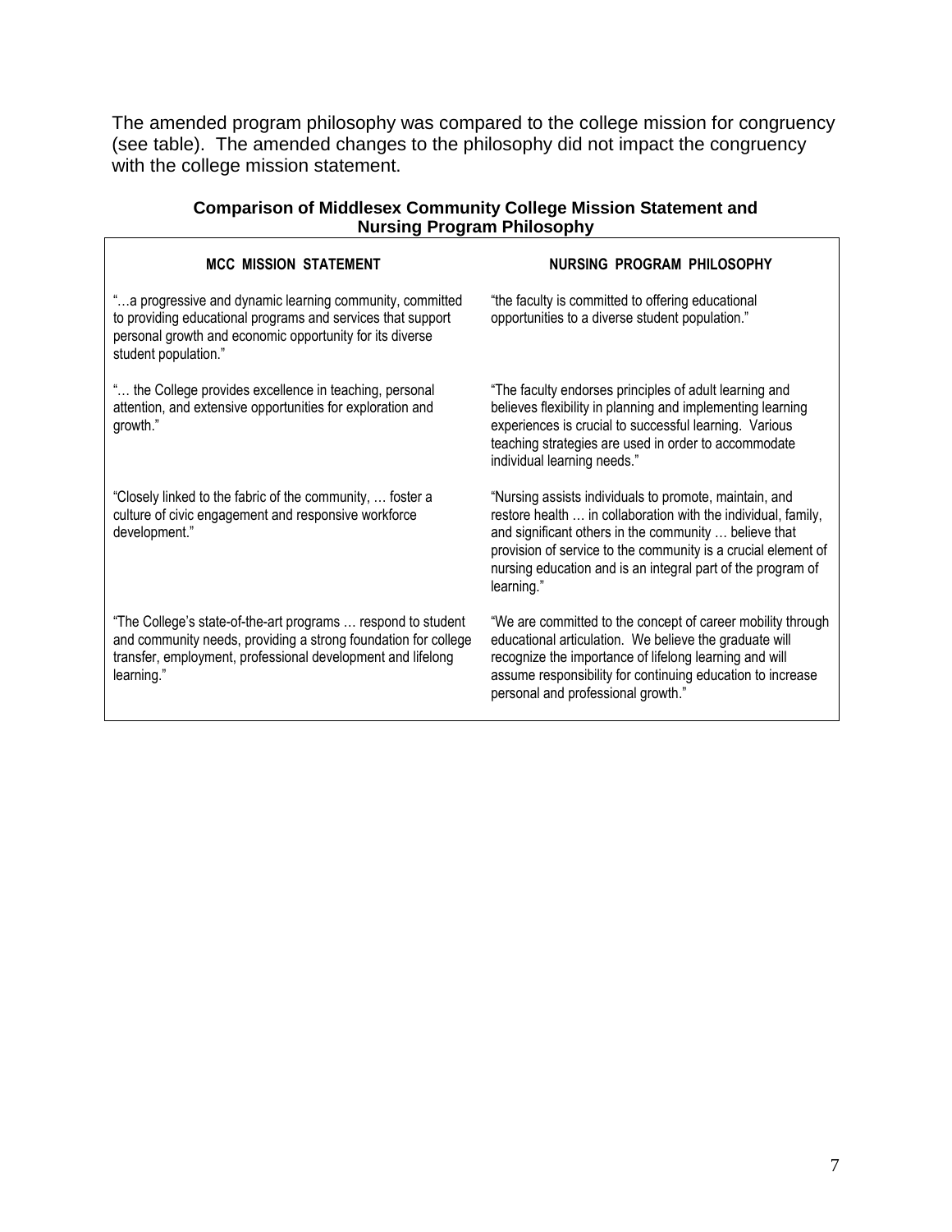The amended program philosophy was compared to the college mission for congruency (see table). The amended changes to the philosophy did not impact the congruency with the college mission statement.

**Comparison of Middlesex Community College Mission Statement and Nursing Program Philosophy**

| MCC MISSION STATEMENT | NURSING PROGRAM PHILOSOPHY |
|---|---|
| "…a progressive and dynamic learning community, committed to providing educational programs and services that support personal growth and economic opportunity for its diverse student population." | "the faculty is committed to offering educational opportunities to a diverse student population." |
| "… the College provides excellence in teaching, personal attention, and extensive opportunities for exploration and growth." | "The faculty endorses principles of adult learning and believes flexibility in planning and implementing learning experiences is crucial to successful learning. Various teaching strategies are used in order to accommodate individual learning needs." |
| "Closely linked to the fabric of the community, … foster a culture of civic engagement and responsive workforce development." | "Nursing assists individuals to promote, maintain, and restore health … in collaboration with the individual, family, and significant others in the community … believe that provision of service to the community is a crucial element of nursing education and is an integral part of the program of learning." |
| "The College's state-of-the-art programs … respond to student and community needs, providing a strong foundation for college transfer, employment, professional development and lifelong learning." | "We are committed to the concept of career mobility through educational articulation. We believe the graduate will recognize the importance of lifelong learning and will assume responsibility for continuing education to increase personal and professional growth." |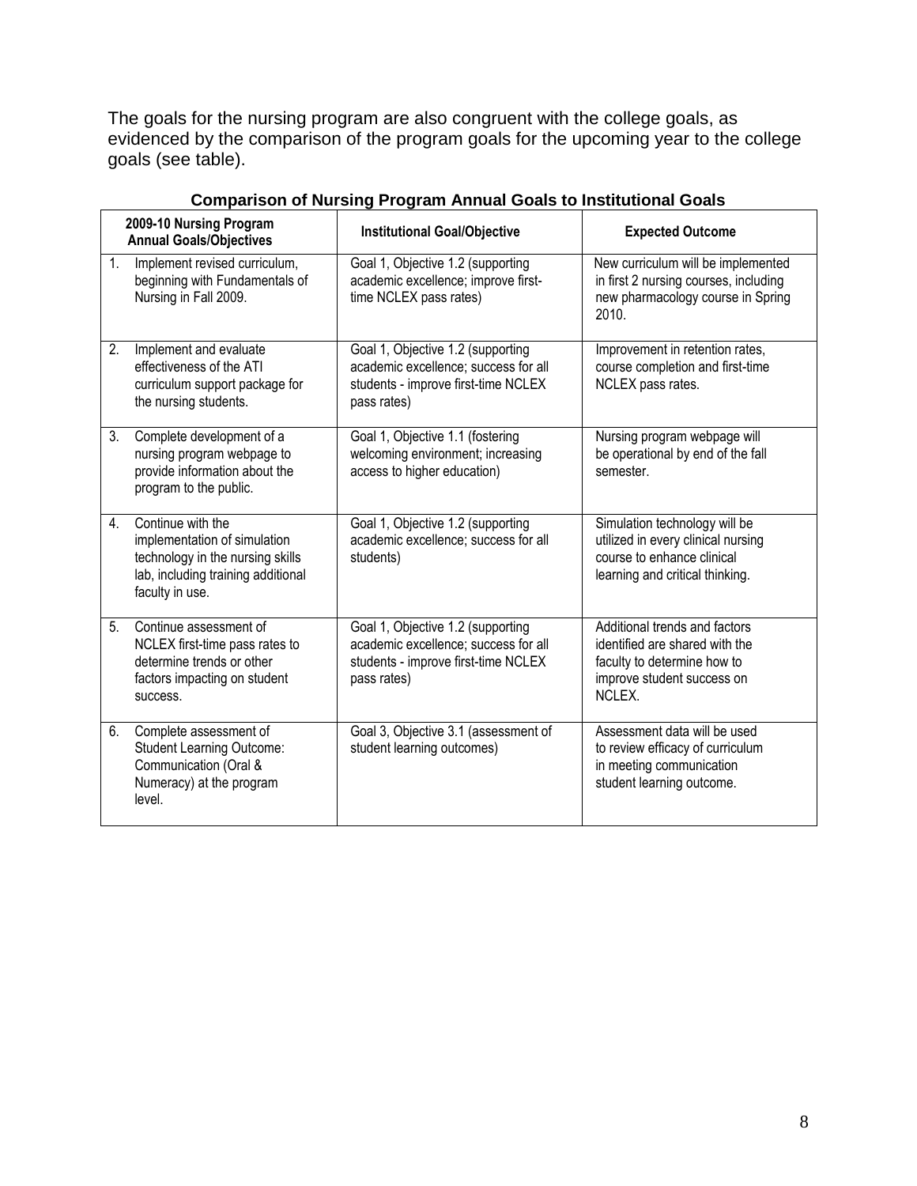The goals for the nursing program are also congruent with the college goals, as evidenced by the comparison of the program goals for the upcoming year to the college goals (see table).

**Comparison of Nursing Program Annual Goals to Institutional Goals**

| 2009-10 Nursing Program Annual Goals/Objectives | Institutional Goal/Objective | Expected Outcome |
|---|---|---|
| 1. Implement revised curriculum, beginning with Fundamentals of Nursing in Fall 2009. | Goal 1, Objective 1.2 (supporting academic excellence; improve first-time NCLEX pass rates) | New curriculum will be implemented in first 2 nursing courses, including new pharmacology course in Spring 2010. |
| 2. Implement and evaluate effectiveness of the ATI curriculum support package for the nursing students. | Goal 1, Objective 1.2 (supporting academic excellence; success for all students - improve first-time NCLEX pass rates) | Improvement in retention rates, course completion and first-time NCLEX pass rates. |
| 3. Complete development of a nursing program webpage to provide information about the program to the public. | Goal 1, Objective 1.1 (fostering welcoming environment; increasing access to higher education) | Nursing program webpage will be operational by end of the fall semester. |
| 4. Continue with the implementation of simulation technology in the nursing skills lab, including training additional faculty in use. | Goal 1, Objective 1.2 (supporting academic excellence; success for all students) | Simulation technology will be utilized in every clinical nursing course to enhance clinical learning and critical thinking. |
| 5. Continue assessment of NCLEX first-time pass rates to determine trends or other factors impacting on student success. | Goal 1, Objective 1.2 (supporting academic excellence; success for all students - improve first-time NCLEX pass rates) | Additional trends and factors identified are shared with the faculty to determine how to improve student success on NCLEX. |
| 6. Complete assessment of Student Learning Outcome: Communication (Oral & Numeracy) at the program level. | Goal 3, Objective 3.1 (assessment of student learning outcomes) | Assessment data will be used to review efficacy of curriculum in meeting communication student learning outcome. |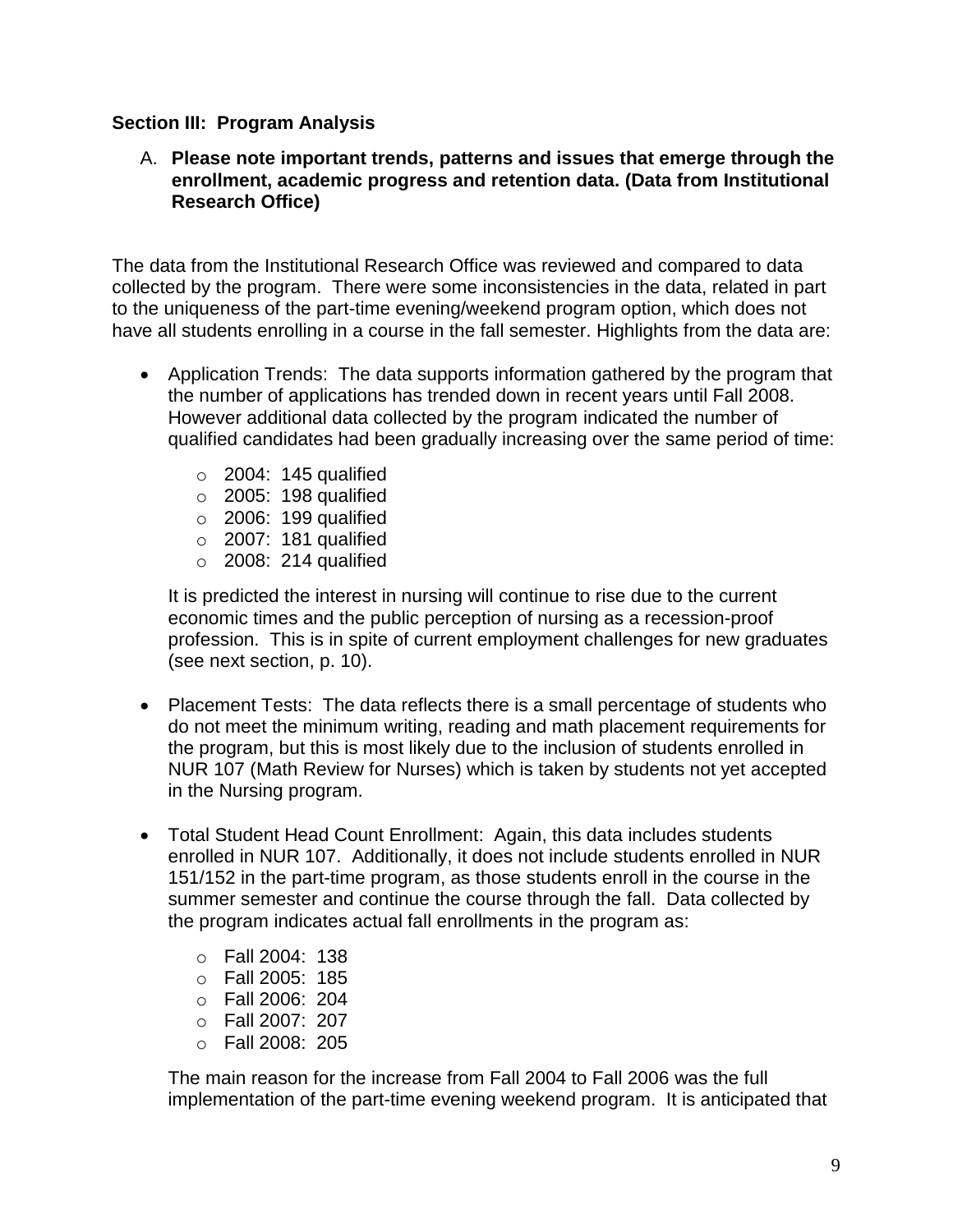### Section III: Program Analysis

A. **Please note important trends, patterns and issues that emerge through the enrollment, academic progress and retention data. (Data from Institutional Research Office)**

The data from the Institutional Research Office was reviewed and compared to data collected by the program. There were some inconsistencies in the data, related in part to the uniqueness of the part-time evening/weekend program option, which does not have all students enrolling in a course in the fall semester. Highlights from the data are:

- Application Trends: The data supports information gathered by the program that the number of applications has trended down in recent years until Fall 2008. However additional data collected by the program indicated the number of qualified candidates had been gradually increasing over the same period of time:
  - 2004: 145 qualified
  - 2005: 198 qualified
  - 2006: 199 qualified
  - 2007: 181 qualified
  - 2008: 214 qualified

  It is predicted the interest in nursing will continue to rise due to the current economic times and the public perception of nursing as a recession-proof profession. This is in spite of current employment challenges for new graduates (see next section, p. 10).

- Placement Tests: The data reflects there is a small percentage of students who do not meet the minimum writing, reading and math placement requirements for the program, but this is most likely due to the inclusion of students enrolled in NUR 107 (Math Review for Nurses) which is taken by students not yet accepted in the Nursing program.

- Total Student Head Count Enrollment: Again, this data includes students enrolled in NUR 107. Additionally, it does not include students enrolled in NUR 151/152 in the part-time program, as those students enroll in the course in the summer semester and continue the course through the fall. Data collected by the program indicates actual fall enrollments in the program as:
  - Fall 2004: 138
  - Fall 2005: 185
  - Fall 2006: 204
  - Fall 2007: 207
  - Fall 2008: 205

  The main reason for the increase from Fall 2004 to Fall 2006 was the full implementation of the part-time evening weekend program. It is anticipated that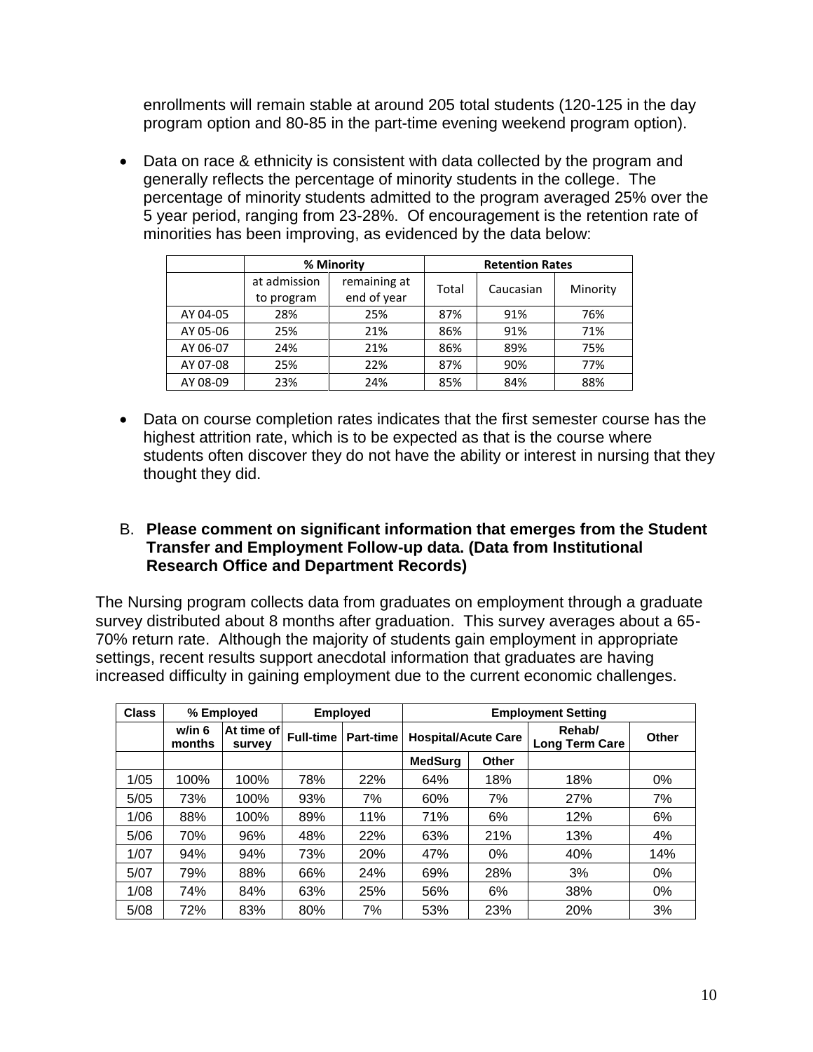enrollments will remain stable at around 205 total students (120-125 in the day program option and 80-85 in the part-time evening weekend program option).

- Data on race & ethnicity is consistent with data collected by the program and generally reflects the percentage of minority students in the college. The percentage of minority students admitted to the program averaged 25% over the 5 year period, ranging from 23-28%. Of encouragement is the retention rate of minorities has been improving, as evidenced by the data below:

| | % Minority | | Retention Rates | | |
|---|---|---|---|---|---|
| | at admission to program | remaining at end of year | Total | Caucasian | Minority |
| AY 04-05 | 28% | 25% | 87% | 91% | 76% |
| AY 05-06 | 25% | 21% | 86% | 91% | 71% |
| AY 06-07 | 24% | 21% | 86% | 89% | 75% |
| AY 07-08 | 25% | 22% | 87% | 90% | 77% |
| AY 08-09 | 23% | 24% | 85% | 84% | 88% |

- Data on course completion rates indicates that the first semester course has the highest attrition rate, which is to be expected as that is the course where students often discover they do not have the ability or interest in nursing that they thought they did.

B. **Please comment on significant information that emerges from the Student Transfer and Employment Follow-up data. (Data from Institutional Research Office and Department Records)**

The Nursing program collects data from graduates on employment through a graduate survey distributed about 8 months after graduation. This survey averages about a 65-70% return rate. Although the majority of students gain employment in appropriate settings, recent results support anecdotal information that graduates are having increased difficulty in gaining employment due to the current economic challenges.

| Class | % Employed | | Employed | | Employment Setting | | | |
|---|---|---|---|---|---|---|---|---|
| | w/in 6 months | At time of survey | Full-time | Part-time | Hospital/Acute Care | | Rehab/ Long Term Care | Other |
| | | | | | MedSurg | Other | | |
| 1/05 | 100% | 100% | 78% | 22% | 64% | 18% | 18% | 0% |
| 5/05 | 73% | 100% | 93% | 7% | 60% | 7% | 27% | 7% |
| 1/06 | 88% | 100% | 89% | 11% | 71% | 6% | 12% | 6% |
| 5/06 | 70% | 96% | 48% | 22% | 63% | 21% | 13% | 4% |
| 1/07 | 94% | 94% | 73% | 20% | 47% | 0% | 40% | 14% |
| 5/07 | 79% | 88% | 66% | 24% | 69% | 28% | 3% | 0% |
| 1/08 | 74% | 84% | 63% | 25% | 56% | 6% | 38% | 0% |
| 5/08 | 72% | 83% | 80% | 7% | 53% | 23% | 20% | 3% |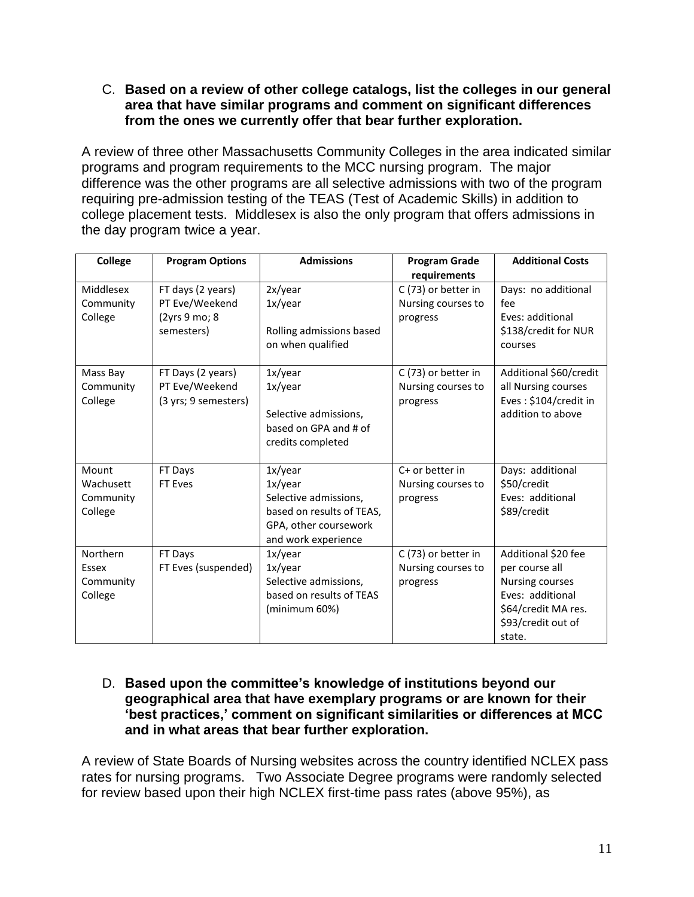C. **Based on a review of other college catalogs, list the colleges in our general area that have similar programs and comment on significant differences from the ones we currently offer that bear further exploration.**

A review of three other Massachusetts Community Colleges in the area indicated similar programs and program requirements to the MCC nursing program. The major difference was the other programs are all selective admissions with two of the program requiring pre-admission testing of the TEAS (Test of Academic Skills) in addition to college placement tests. Middlesex is also the only program that offers admissions in the day program twice a year.

| College | Program Options | Admissions | Program Grade requirements | Additional Costs |
|---|---|---|---|---|
| Middlesex Community College | FT days (2 years)<br>PT Eve/Weekend (2yrs 9 mo; 8 semesters) | 2x/year<br>1x/year<br><br>Rolling admissions based on when qualified | C (73) or better in Nursing courses to progress | Days: no additional fee<br>Eves: additional $138/credit for NUR courses |
| Mass Bay Community College | FT Days (2 years)<br>PT Eve/Weekend (3 yrs; 9 semesters) | 1x/year<br>1x/year<br><br>Selective admissions, based on GPA and # of credits completed | C (73) or better in Nursing courses to progress | Additional $60/credit all Nursing courses<br>Eves : $104/credit in addition to above |
| Mount Wachusett Community College | FT Days<br>FT Eves | 1x/year<br>1x/year<br>Selective admissions, based on results of TEAS, GPA, other coursework and work experience | C+ or better in Nursing courses to progress | Days: additional $50/credit<br>Eves: additional $89/credit |
| Northern Essex Community College | FT Days<br>FT Eves (suspended) | 1x/year<br>1x/year<br>Selective admissions, based on results of TEAS (minimum 60%) | C (73) or better in Nursing courses to progress | Additional $20 fee per course all Nursing courses<br>Eves: additional $64/credit MA res. $93/credit out of state. |

D. **Based upon the committee's knowledge of institutions beyond our geographical area that have exemplary programs or are known for their 'best practices,' comment on significant similarities or differences at MCC and in what areas that bear further exploration.**

A review of State Boards of Nursing websites across the country identified NCLEX pass rates for nursing programs. Two Associate Degree programs were randomly selected for review based upon their high NCLEX first-time pass rates (above 95%), as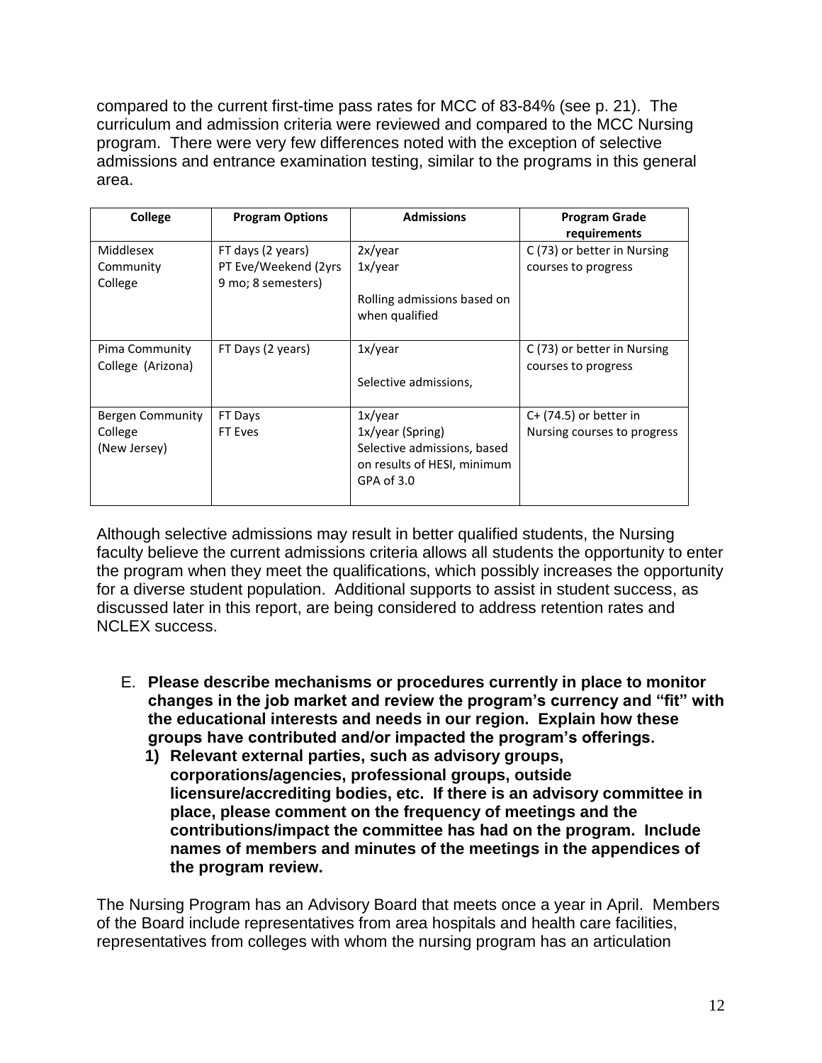compared to the current first-time pass rates for MCC of 83-84% (see p. 21). The curriculum and admission criteria were reviewed and compared to the MCC Nursing program. There were very few differences noted with the exception of selective admissions and entrance examination testing, similar to the programs in this general area.

| College | Program Options | Admissions | Program Grade requirements |
|---|---|---|---|
| Middlesex Community College | FT days (2 years)<br>PT Eve/Weekend (2yrs 9 mo; 8 semesters) | 2x/year<br>1x/year<br><br>Rolling admissions based on when qualified | C (73) or better in Nursing courses to progress |
| Pima Community College (Arizona) | FT Days (2 years) | 1x/year<br><br>Selective admissions, | C (73) or better in Nursing courses to progress |
| Bergen Community College (New Jersey) | FT Days<br>FT Eves | 1x/year<br>1x/year (Spring)<br>Selective admissions, based on results of HESI, minimum GPA of 3.0 | C+ (74.5) or better in Nursing courses to progress |

Although selective admissions may result in better qualified students, the Nursing faculty believe the current admissions criteria allows all students the opportunity to enter the program when they meet the qualifications, which possibly increases the opportunity for a diverse student population. Additional supports to assist in student success, as discussed later in this report, are being considered to address retention rates and NCLEX success.

E. **Please describe mechanisms or procedures currently in place to monitor changes in the job market and review the program's currency and "fit" with the educational interests and needs in our region. Explain how these groups have contributed and/or impacted the program's offerings.**

   1) **Relevant external parties, such as advisory groups, corporations/agencies, professional groups, outside licensure/accrediting bodies, etc. If there is an advisory committee in place, please comment on the frequency of meetings and the contributions/impact the committee has had on the program. Include names of members and minutes of the meetings in the appendices of the program review.**

The Nursing Program has an Advisory Board that meets once a year in April. Members of the Board include representatives from area hospitals and health care facilities, representatives from colleges with whom the nursing program has an articulation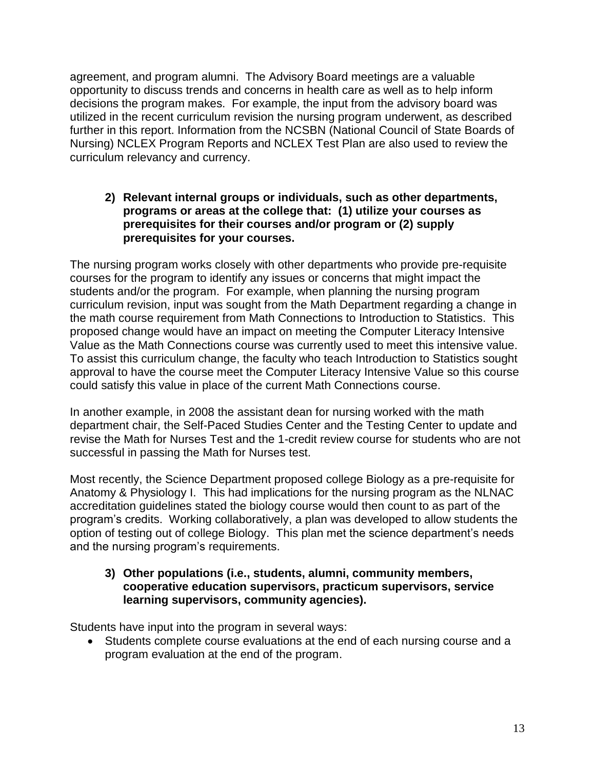agreement, and program alumni. The Advisory Board meetings are a valuable opportunity to discuss trends and concerns in health care as well as to help inform decisions the program makes. For example, the input from the advisory board was utilized in the recent curriculum revision the nursing program underwent, as described further in this report. Information from the NCSBN (National Council of State Boards of Nursing) NCLEX Program Reports and NCLEX Test Plan are also used to review the curriculum relevancy and currency.

**2) Relevant internal groups or individuals, such as other departments, programs or areas at the college that: (1) utilize your courses as prerequisites for their courses and/or program or (2) supply prerequisites for your courses.**

The nursing program works closely with other departments who provide pre-requisite courses for the program to identify any issues or concerns that might impact the students and/or the program. For example, when planning the nursing program curriculum revision, input was sought from the Math Department regarding a change in the math course requirement from Math Connections to Introduction to Statistics. This proposed change would have an impact on meeting the Computer Literacy Intensive Value as the Math Connections course was currently used to meet this intensive value. To assist this curriculum change, the faculty who teach Introduction to Statistics sought approval to have the course meet the Computer Literacy Intensive Value so this course could satisfy this value in place of the current Math Connections course.

In another example, in 2008 the assistant dean for nursing worked with the math department chair, the Self-Paced Studies Center and the Testing Center to update and revise the Math for Nurses Test and the 1-credit review course for students who are not successful in passing the Math for Nurses test.

Most recently, the Science Department proposed college Biology as a pre-requisite for Anatomy & Physiology I. This had implications for the nursing program as the NLNAC accreditation guidelines stated the biology course would then count to as part of the program's credits. Working collaboratively, a plan was developed to allow students the option of testing out of college Biology. This plan met the science department's needs and the nursing program's requirements.

**3) Other populations (i.e., students, alumni, community members, cooperative education supervisors, practicum supervisors, service learning supervisors, community agencies).**

Students have input into the program in several ways:

- Students complete course evaluations at the end of each nursing course and a program evaluation at the end of the program.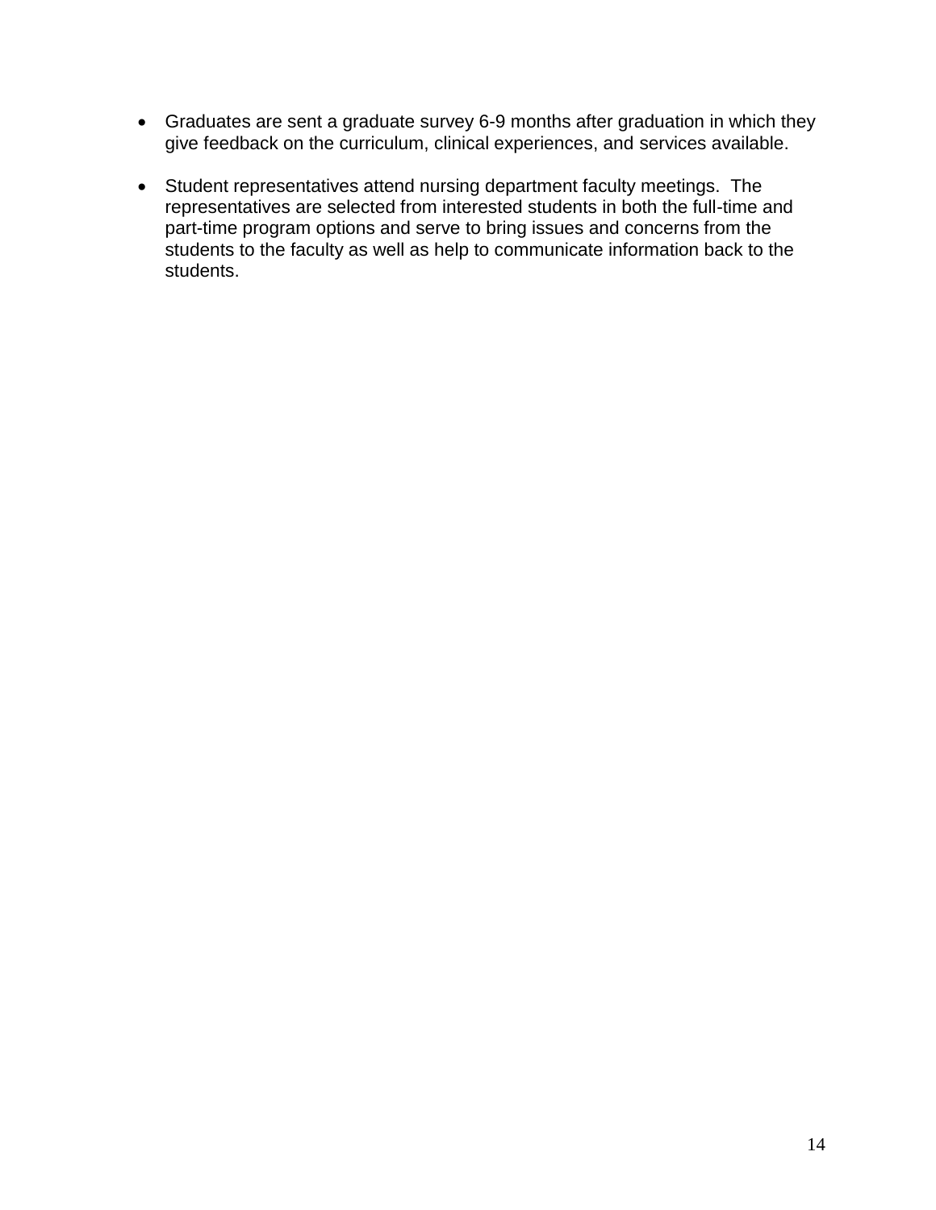- Graduates are sent a graduate survey 6-9 months after graduation in which they give feedback on the curriculum, clinical experiences, and services available.

- Student representatives attend nursing department faculty meetings. The representatives are selected from interested students in both the full-time and part-time program options and serve to bring issues and concerns from the students to the faculty as well as help to communicate information back to the students.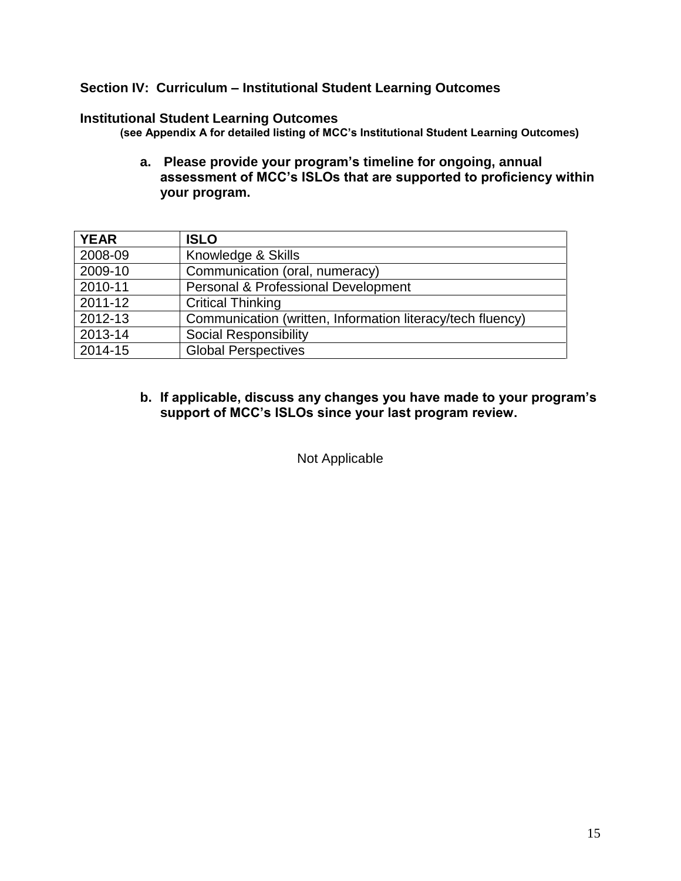## Section IV: Curriculum – Institutional Student Learning Outcomes

### Institutional Student Learning Outcomes

**(see Appendix A for detailed listing of MCC's Institutional Student Learning Outcomes)**

**a. Please provide your program's timeline for ongoing, annual assessment of MCC's ISLOs that are supported to proficiency within your program.**

| YEAR | ISLO |
|---|---|
| 2008-09 | Knowledge & Skills |
| 2009-10 | Communication (oral, numeracy) |
| 2010-11 | Personal & Professional Development |
| 2011-12 | Critical Thinking |
| 2012-13 | Communication (written, Information literacy/tech fluency) |
| 2013-14 | Social Responsibility |
| 2014-15 | Global Perspectives |

**b. If applicable, discuss any changes you have made to your program's support of MCC's ISLOs since your last program review.**

Not Applicable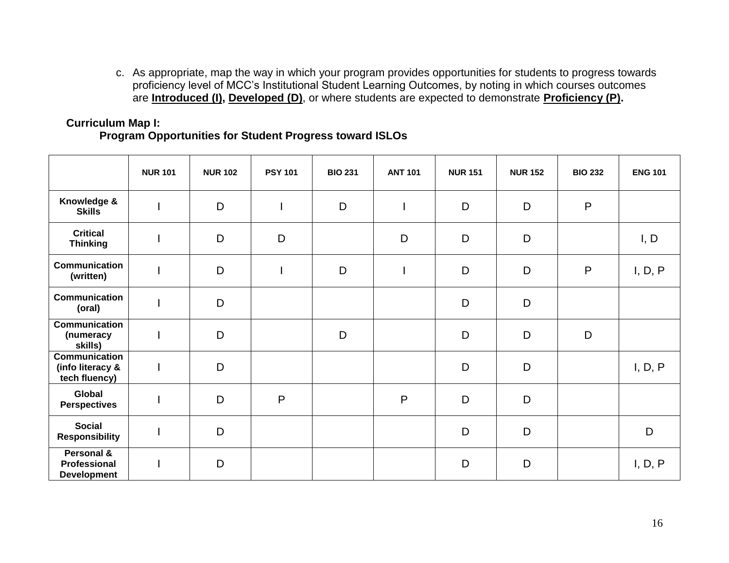c. As appropriate, map the way in which your program provides opportunities for students to progress towards proficiency level of MCC's Institutional Student Learning Outcomes, by noting in which courses outcomes are **Introduced (I), Developed (D)**, or where students are expected to demonstrate **Proficiency (P).**

**Curriculum Map I:**
**Program Opportunities for Student Progress toward ISLOs**

| | NUR 101 | NUR 102 | PSY 101 | BIO 231 | ANT 101 | NUR 151 | NUR 152 | BIO 232 | ENG 101 |
|---|---|---|---|---|---|---|---|---|---|
| **Knowledge & Skills** | I | D | I | D | I | D | D | P | |
| **Critical Thinking** | I | D | D | | D | D | D | | I, D |
| **Communication (written)** | I | D | I | D | I | D | D | P | I, D, P |
| **Communication (oral)** | I | D | | | | D | D | | |
| **Communication (numeracy skills)** | I | D | | D | | D | D | D | |
| **Communication (info literacy & tech fluency)** | I | D | | | | D | D | | I, D, P |
| **Global Perspectives** | I | D | P | | P | D | D | | |
| **Social Responsibility** | I | D | | | | D | D | | D |
| **Personal & Professional Development** | I | D | | | | D | D | | I, D, P |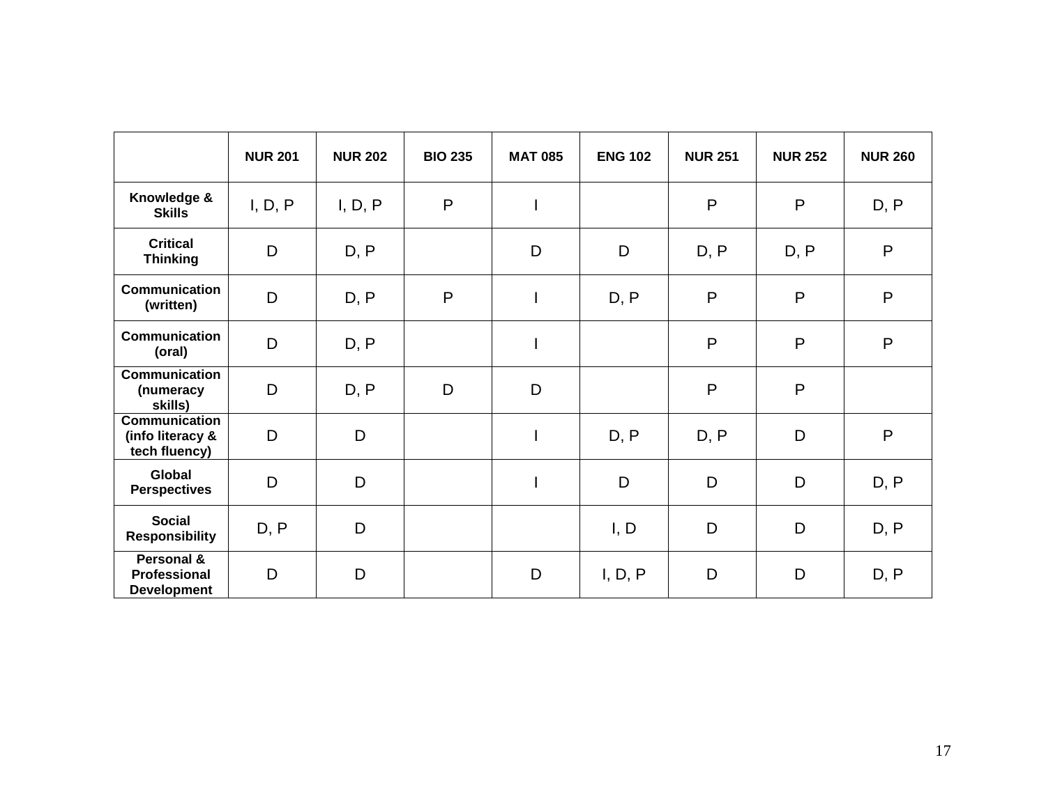| | NUR 201 | NUR 202 | BIO 235 | MAT 085 | ENG 102 | NUR 251 | NUR 252 | NUR 260 |
|---|---|---|---|---|---|---|---|---|
| **Knowledge & Skills** | I, D, P | I, D, P | P | I | | P | P | D, P |
| **Critical Thinking** | D | D, P | | D | D | D, P | D, P | P |
| **Communication (written)** | D | D, P | P | I | D, P | P | P | P |
| **Communication (oral)** | D | D, P | | I | | P | P | P |
| **Communication (numeracy skills)** | D | D, P | D | D | | P | P | |
| **Communication (info literacy & tech fluency)** | D | D | | I | D, P | D, P | D | P |
| **Global Perspectives** | D | D | | I | D | D | D | D, P |
| **Social Responsibility** | D, P | D | | | I, D | D | D | D, P |
| **Personal & Professional Development** | D | D | | D | I, D, P | D | D | D, P |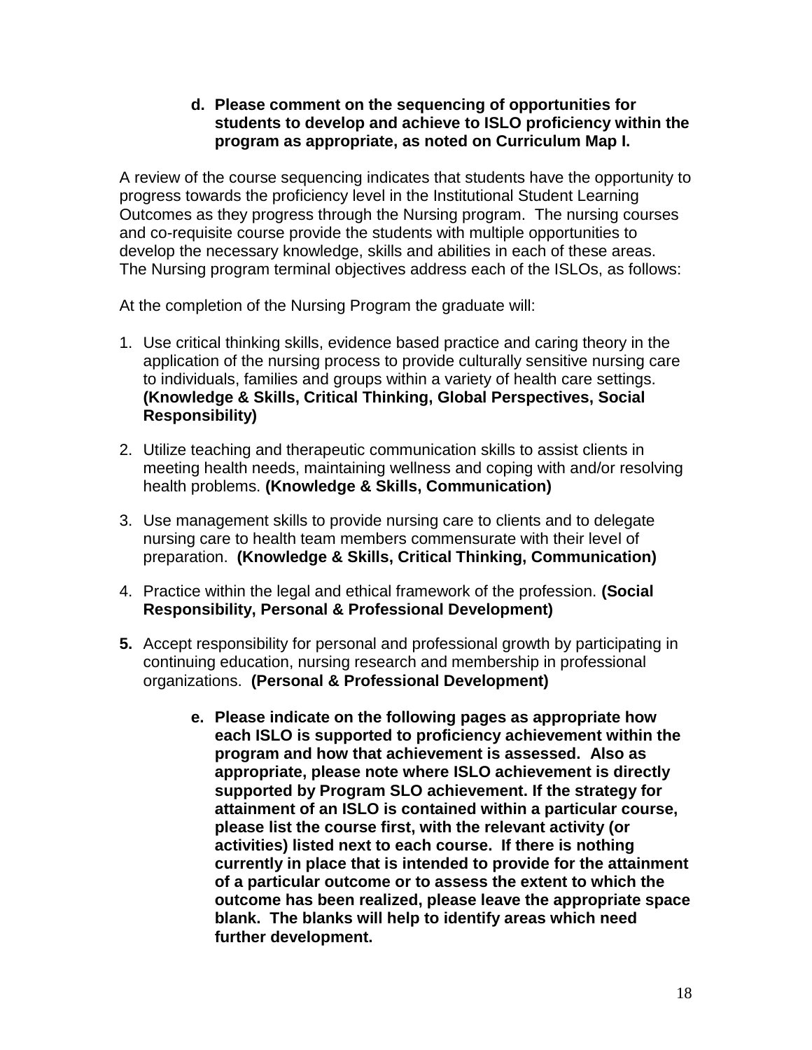**d. Please comment on the sequencing of opportunities for students to develop and achieve to ISLO proficiency within the program as appropriate, as noted on Curriculum Map I.**

A review of the course sequencing indicates that students have the opportunity to progress towards the proficiency level in the Institutional Student Learning Outcomes as they progress through the Nursing program. The nursing courses and co-requisite course provide the students with multiple opportunities to develop the necessary knowledge, skills and abilities in each of these areas. The Nursing program terminal objectives address each of the ISLOs, as follows:

At the completion of the Nursing Program the graduate will:

1. Use critical thinking skills, evidence based practice and caring theory in the application of the nursing process to provide culturally sensitive nursing care to individuals, families and groups within a variety of health care settings. **(Knowledge & Skills, Critical Thinking, Global Perspectives, Social Responsibility)**

2. Utilize teaching and therapeutic communication skills to assist clients in meeting health needs, maintaining wellness and coping with and/or resolving health problems. **(Knowledge & Skills, Communication)**

3. Use management skills to provide nursing care to clients and to delegate nursing care to health team members commensurate with their level of preparation. **(Knowledge & Skills, Critical Thinking, Communication)**

4. Practice within the legal and ethical framework of the profession. **(Social Responsibility, Personal & Professional Development)**

5. Accept responsibility for personal and professional growth by participating in continuing education, nursing research and membership in professional organizations. **(Personal & Professional Development)**

**e. Please indicate on the following pages as appropriate how each ISLO is supported to proficiency achievement within the program and how that achievement is assessed. Also as appropriate, please note where ISLO achievement is directly supported by Program SLO achievement. If the strategy for attainment of an ISLO is contained within a particular course, please list the course first, with the relevant activity (or activities) listed next to each course. If there is nothing currently in place that is intended to provide for the attainment of a particular outcome or to assess the extent to which the outcome has been realized, please leave the appropriate space blank. The blanks will help to identify areas which need further development.**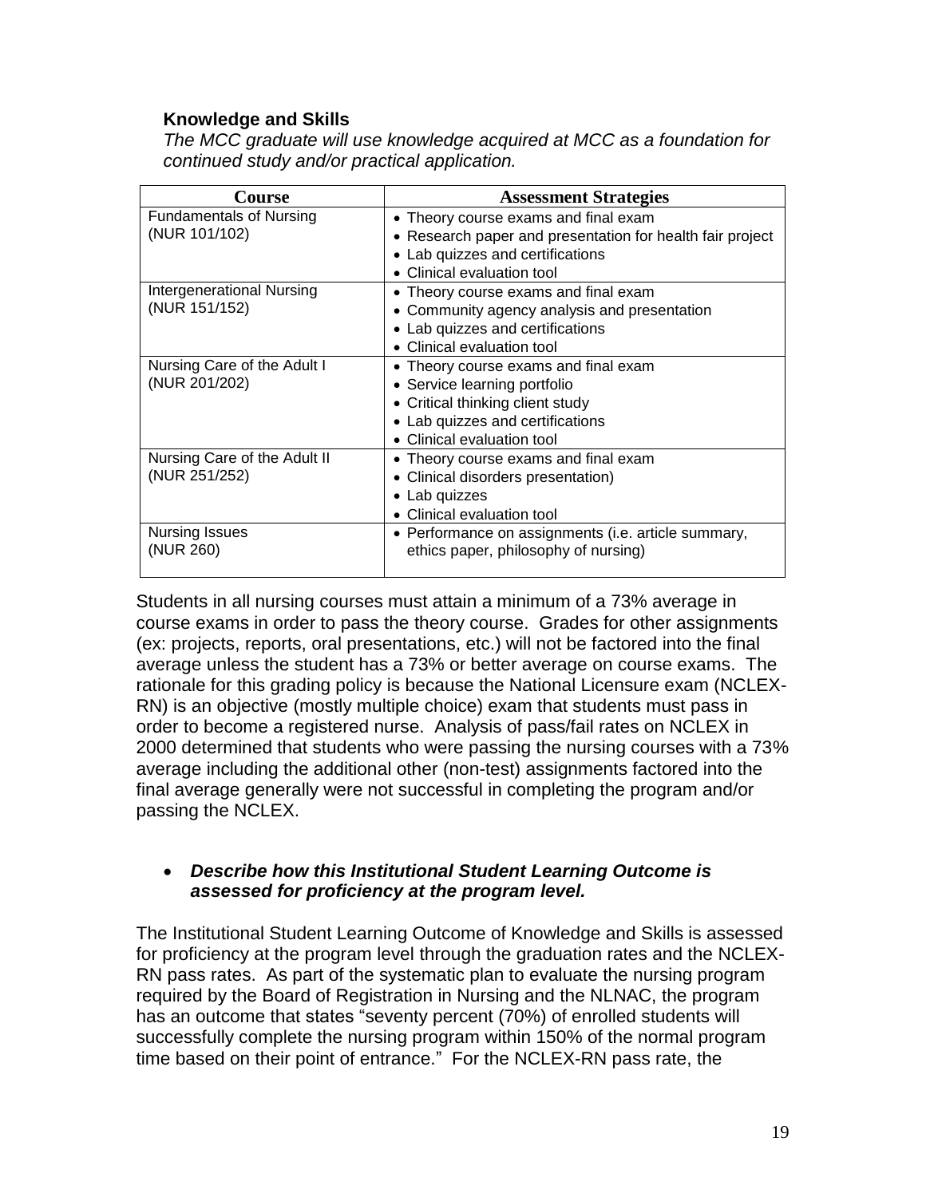**Knowledge and Skills**

*The MCC graduate will use knowledge acquired at MCC as a foundation for continued study and/or practical application.*

| Course | Assessment Strategies |
|---|---|
| Fundamentals of Nursing (NUR 101/102) | • Theory course exams and final exam<br>• Research paper and presentation for health fair project<br>• Lab quizzes and certifications<br>• Clinical evaluation tool |
| Intergenerational Nursing (NUR 151/152) | • Theory course exams and final exam<br>• Community agency analysis and presentation<br>• Lab quizzes and certifications<br>• Clinical evaluation tool |
| Nursing Care of the Adult I (NUR 201/202) | • Theory course exams and final exam<br>• Service learning portfolio<br>• Critical thinking client study<br>• Lab quizzes and certifications<br>• Clinical evaluation tool |
| Nursing Care of the Adult II (NUR 251/252) | • Theory course exams and final exam<br>• Clinical disorders presentation)<br>• Lab quizzes<br>• Clinical evaluation tool |
| Nursing Issues (NUR 260) | • Performance on assignments (i.e. article summary, ethics paper, philosophy of nursing) |

Students in all nursing courses must attain a minimum of a 73% average in course exams in order to pass the theory course. Grades for other assignments (ex: projects, reports, oral presentations, etc.) will not be factored into the final average unless the student has a 73% or better average on course exams. The rationale for this grading policy is because the National Licensure exam (NCLEX-RN) is an objective (mostly multiple choice) exam that students must pass in order to become a registered nurse. Analysis of pass/fail rates on NCLEX in 2000 determined that students who were passing the nursing courses with a 73% average including the additional other (non-test) assignments factored into the final average generally were not successful in completing the program and/or passing the NCLEX.

- ***Describe how this Institutional Student Learning Outcome is assessed for proficiency at the program level.***

The Institutional Student Learning Outcome of Knowledge and Skills is assessed for proficiency at the program level through the graduation rates and the NCLEX-RN pass rates. As part of the systematic plan to evaluate the nursing program required by the Board of Registration in Nursing and the NLNAC, the program has an outcome that states "seventy percent (70%) of enrolled students will successfully complete the nursing program within 150% of the normal program time based on their point of entrance." For the NCLEX-RN pass rate, the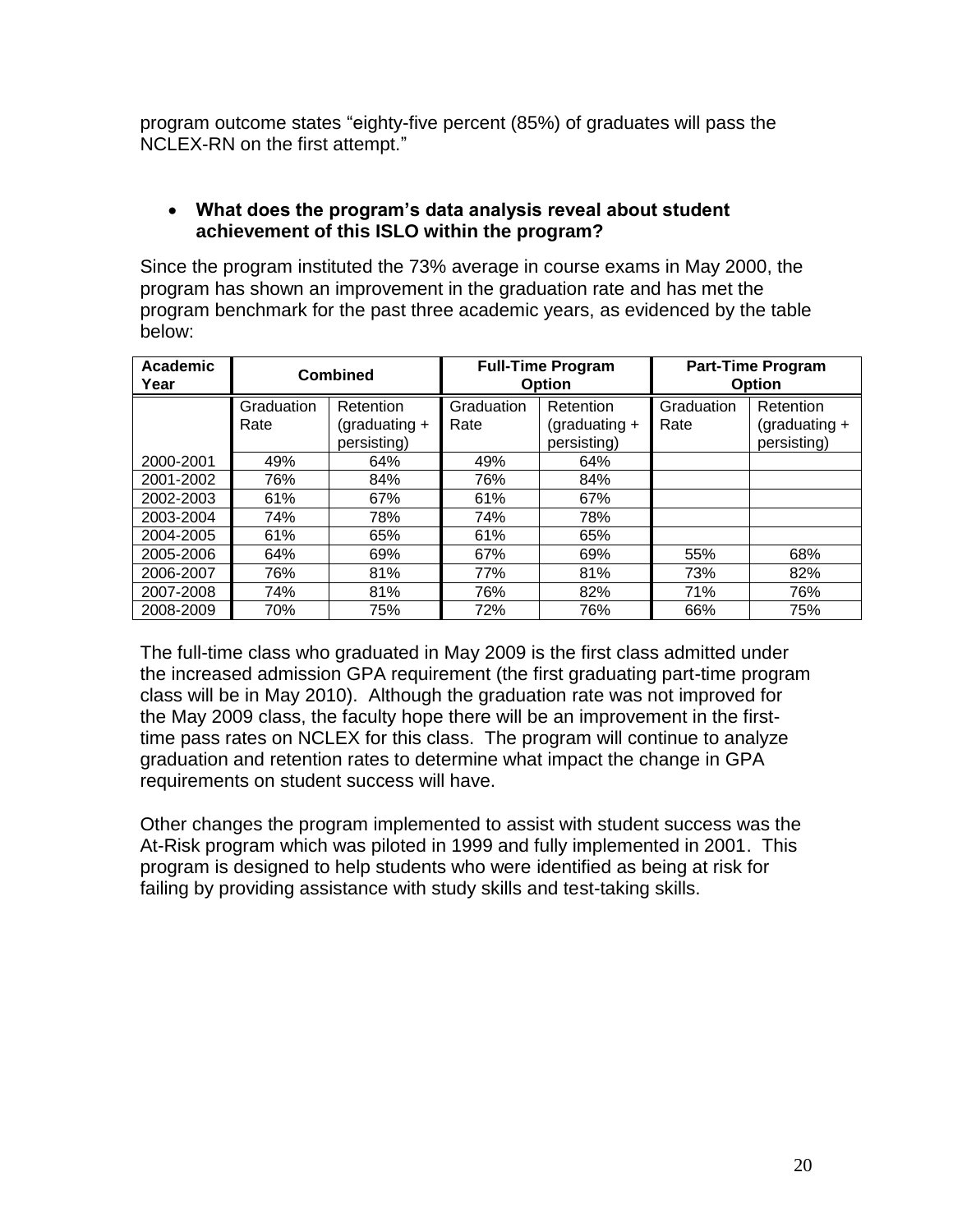program outcome states "eighty-five percent (85%) of graduates will pass the NCLEX-RN on the first attempt."

- **What does the program's data analysis reveal about student achievement of this ISLO within the program?**

Since the program instituted the 73% average in course exams in May 2000, the program has shown an improvement in the graduation rate and has met the program benchmark for the past three academic years, as evidenced by the table below:

| Academic Year | Combined | | Full-Time Program Option | | Part-Time Program Option | |
|---|---|---|---|---|---|---|
| | Graduation Rate | Retention (graduating + persisting) | Graduation Rate | Retention (graduating + persisting) | Graduation Rate | Retention (graduating + persisting) |
| 2000-2001 | 49% | 64% | 49% | 64% | | |
| 2001-2002 | 76% | 84% | 76% | 84% | | |
| 2002-2003 | 61% | 67% | 61% | 67% | | |
| 2003-2004 | 74% | 78% | 74% | 78% | | |
| 2004-2005 | 61% | 65% | 61% | 65% | | |
| 2005-2006 | 64% | 69% | 67% | 69% | 55% | 68% |
| 2006-2007 | 76% | 81% | 77% | 81% | 73% | 82% |
| 2007-2008 | 74% | 81% | 76% | 82% | 71% | 76% |
| 2008-2009 | 70% | 75% | 72% | 76% | 66% | 75% |

The full-time class who graduated in May 2009 is the first class admitted under the increased admission GPA requirement (the first graduating part-time program class will be in May 2010). Although the graduation rate was not improved for the May 2009 class, the faculty hope there will be an improvement in the first-time pass rates on NCLEX for this class. The program will continue to analyze graduation and retention rates to determine what impact the change in GPA requirements on student success will have.

Other changes the program implemented to assist with student success was the At-Risk program which was piloted in 1999 and fully implemented in 2001. This program is designed to help students who were identified as being at risk for failing by providing assistance with study skills and test-taking skills.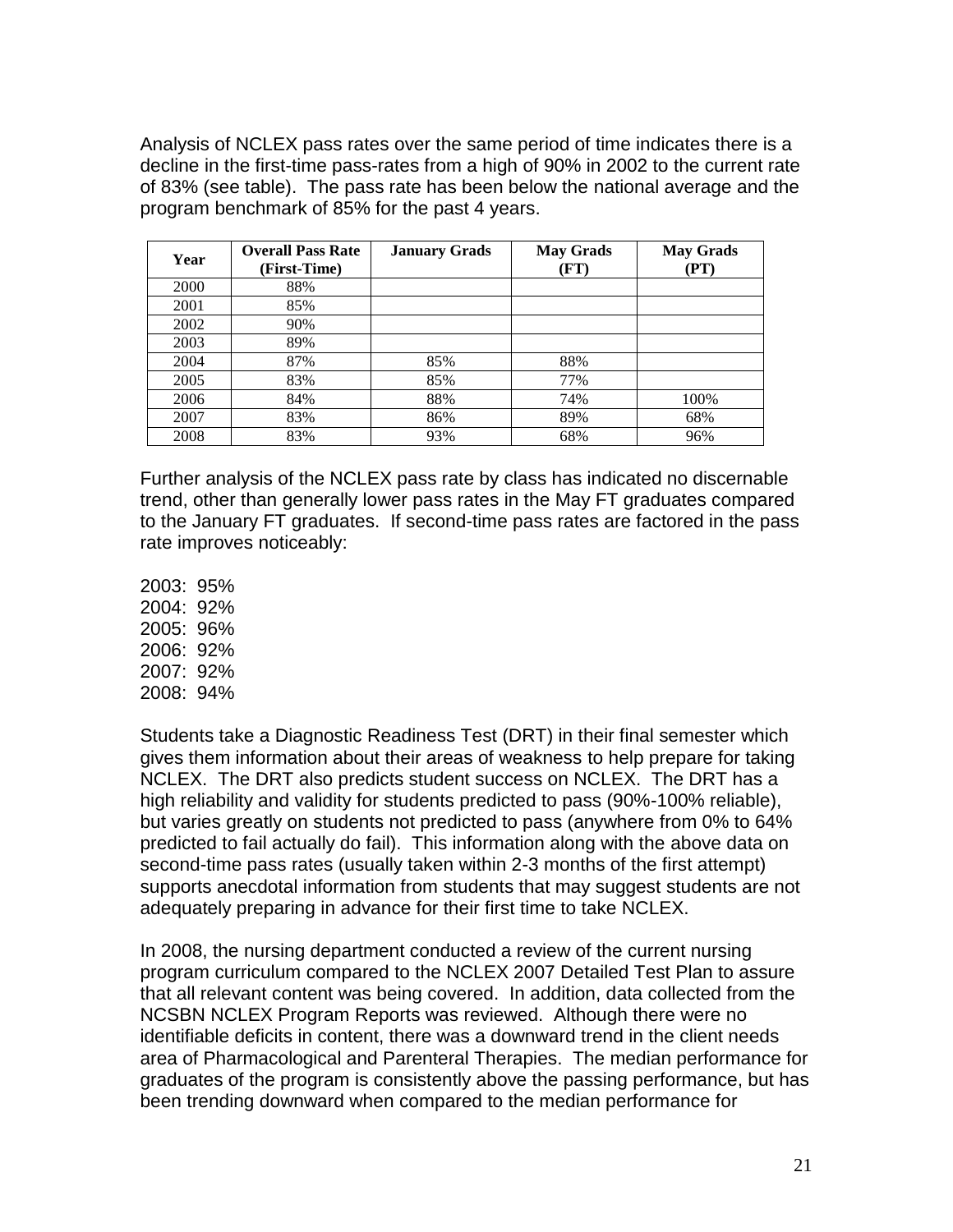Analysis of NCLEX pass rates over the same period of time indicates there is a decline in the first-time pass-rates from a high of 90% in 2002 to the current rate of 83% (see table). The pass rate has been below the national average and the program benchmark of 85% for the past 4 years.

| Year | Overall Pass Rate (First-Time) | January Grads | May Grads (FT) | May Grads (PT) |
|---|---|---|---|---|
| 2000 | 88% | | | |
| 2001 | 85% | | | |
| 2002 | 90% | | | |
| 2003 | 89% | | | |
| 2004 | 87% | 85% | 88% | |
| 2005 | 83% | 85% | 77% | |
| 2006 | 84% | 88% | 74% | 100% |
| 2007 | 83% | 86% | 89% | 68% |
| 2008 | 83% | 93% | 68% | 96% |

Further analysis of the NCLEX pass rate by class has indicated no discernable trend, other than generally lower pass rates in the May FT graduates compared to the January FT graduates. If second-time pass rates are factored in the pass rate improves noticeably:

2003: 95%
2004: 92%
2005: 96%
2006: 92%
2007: 92%
2008: 94%

Students take a Diagnostic Readiness Test (DRT) in their final semester which gives them information about their areas of weakness to help prepare for taking NCLEX. The DRT also predicts student success on NCLEX. The DRT has a high reliability and validity for students predicted to pass (90%-100% reliable), but varies greatly on students not predicted to pass (anywhere from 0% to 64% predicted to fail actually do fail). This information along with the above data on second-time pass rates (usually taken within 2-3 months of the first attempt) supports anecdotal information from students that may suggest students are not adequately preparing in advance for their first time to take NCLEX.

In 2008, the nursing department conducted a review of the current nursing program curriculum compared to the NCLEX 2007 Detailed Test Plan to assure that all relevant content was being covered. In addition, data collected from the NCSBN NCLEX Program Reports was reviewed. Although there were no identifiable deficits in content, there was a downward trend in the client needs area of Pharmacological and Parenteral Therapies. The median performance for graduates of the program is consistently above the passing performance, but has been trending downward when compared to the median performance for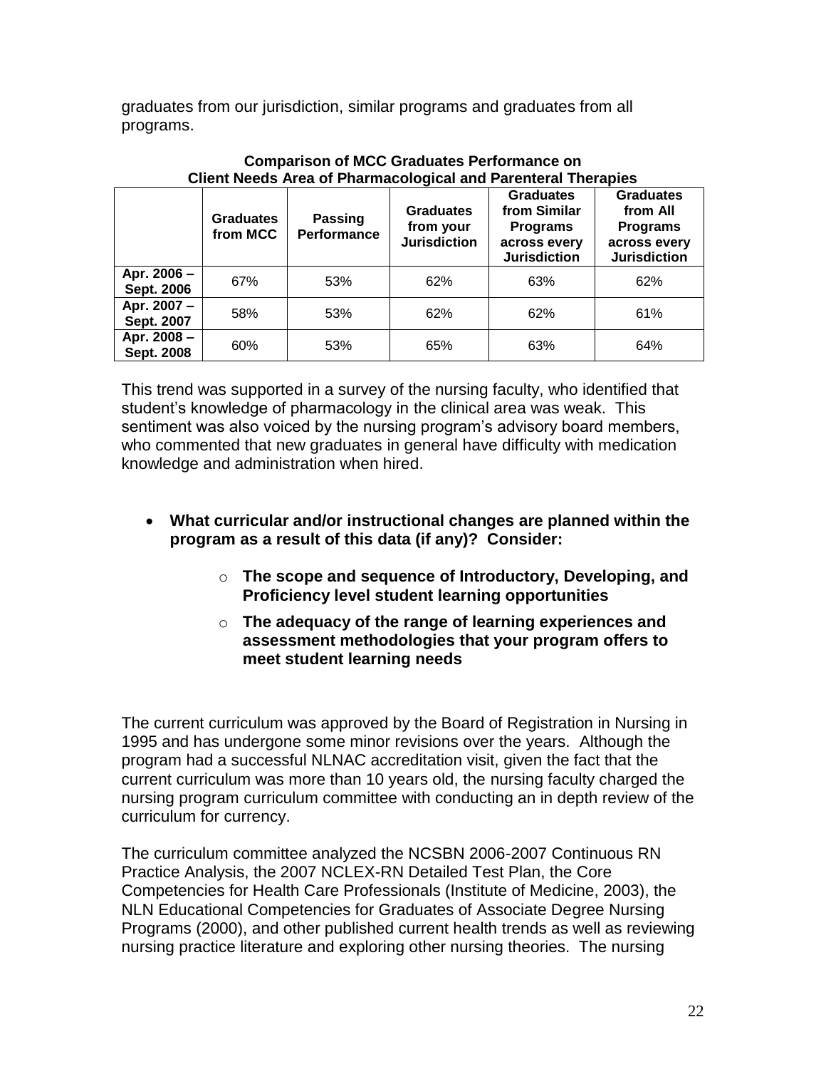graduates from our jurisdiction, similar programs and graduates from all programs.

**Comparison of MCC Graduates Performance on Client Needs Area of Pharmacological and Parenteral Therapies**

| | Graduates from MCC | Passing Performance | Graduates from your Jurisdiction | Graduates from Similar Programs across every Jurisdiction | Graduates from All Programs across every Jurisdiction |
|---|---|---|---|---|---|
| **Apr. 2006 – Sept. 2006** | 67% | 53% | 62% | 63% | 62% |
| **Apr. 2007 – Sept. 2007** | 58% | 53% | 62% | 62% | 61% |
| **Apr. 2008 – Sept. 2008** | 60% | 53% | 65% | 63% | 64% |

This trend was supported in a survey of the nursing faculty, who identified that student's knowledge of pharmacology in the clinical area was weak. This sentiment was also voiced by the nursing program's advisory board members, who commented that new graduates in general have difficulty with medication knowledge and administration when hired.

- **What curricular and/or instructional changes are planned within the program as a result of this data (if any)? Consider:**
  - **The scope and sequence of Introductory, Developing, and Proficiency level student learning opportunities**
  - **The adequacy of the range of learning experiences and assessment methodologies that your program offers to meet student learning needs**

The current curriculum was approved by the Board of Registration in Nursing in 1995 and has undergone some minor revisions over the years. Although the program had a successful NLNAC accreditation visit, given the fact that the current curriculum was more than 10 years old, the nursing faculty charged the nursing program curriculum committee with conducting an in depth review of the curriculum for currency.

The curriculum committee analyzed the NCSBN 2006-2007 Continuous RN Practice Analysis, the 2007 NCLEX-RN Detailed Test Plan, the Core Competencies for Health Care Professionals (Institute of Medicine, 2003), the NLN Educational Competencies for Graduates of Associate Degree Nursing Programs (2000), and other published current health trends as well as reviewing nursing practice literature and exploring other nursing theories. The nursing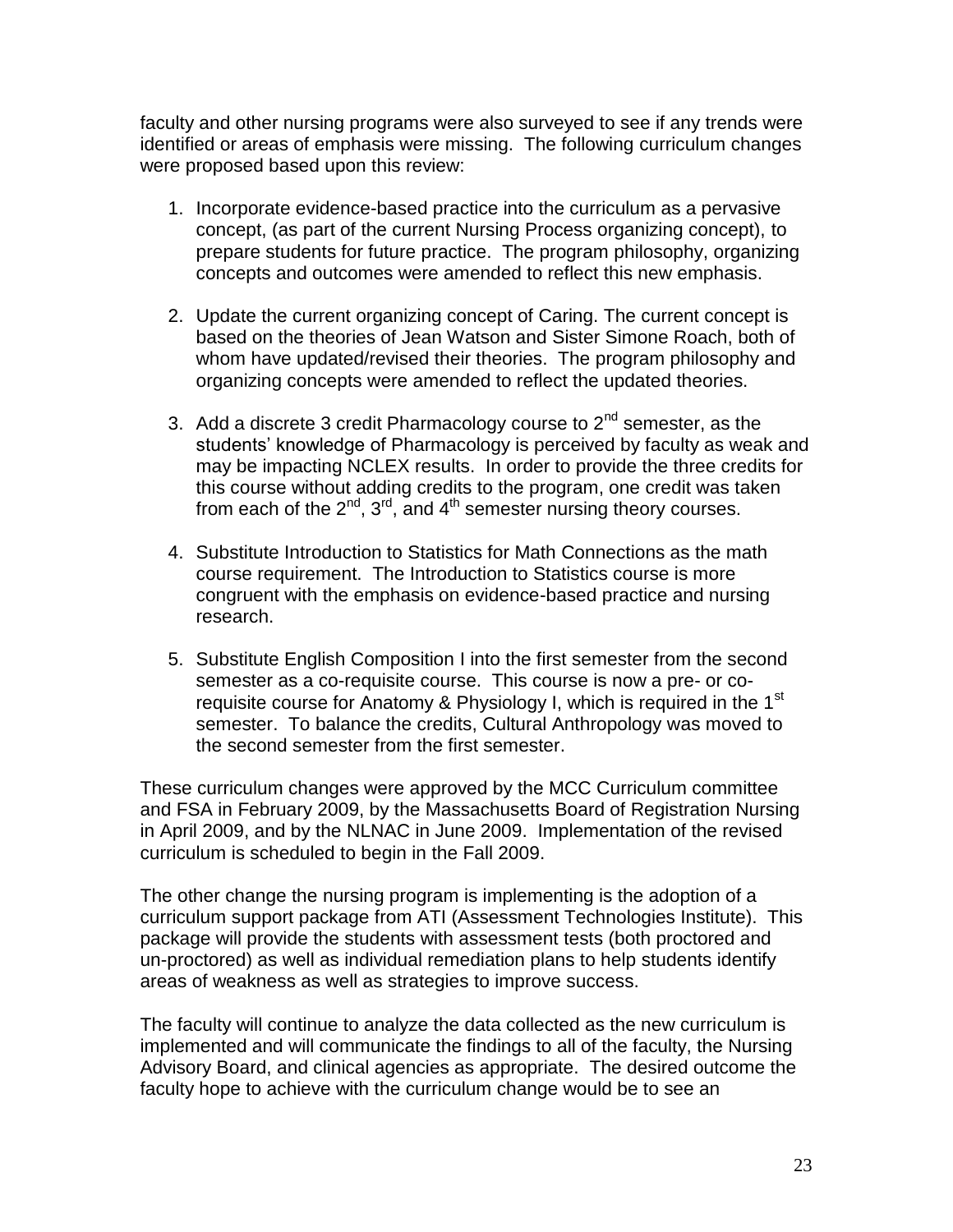faculty and other nursing programs were also surveyed to see if any trends were identified or areas of emphasis were missing. The following curriculum changes were proposed based upon this review:

1. Incorporate evidence-based practice into the curriculum as a pervasive concept, (as part of the current Nursing Process organizing concept), to prepare students for future practice. The program philosophy, organizing concepts and outcomes were amended to reflect this new emphasis.

2. Update the current organizing concept of Caring. The current concept is based on the theories of Jean Watson and Sister Simone Roach, both of whom have updated/revised their theories. The program philosophy and organizing concepts were amended to reflect the updated theories.

3. Add a discrete 3 credit Pharmacology course to 2nd semester, as the students' knowledge of Pharmacology is perceived by faculty as weak and may be impacting NCLEX results. In order to provide the three credits for this course without adding credits to the program, one credit was taken from each of the 2nd, 3rd, and 4th semester nursing theory courses.

4. Substitute Introduction to Statistics for Math Connections as the math course requirement. The Introduction to Statistics course is more congruent with the emphasis on evidence-based practice and nursing research.

5. Substitute English Composition I into the first semester from the second semester as a co-requisite course. This course is now a pre- or co-requisite course for Anatomy & Physiology I, which is required in the 1st semester. To balance the credits, Cultural Anthropology was moved to the second semester from the first semester.

These curriculum changes were approved by the MCC Curriculum committee and FSA in February 2009, by the Massachusetts Board of Registration Nursing in April 2009, and by the NLNAC in June 2009. Implementation of the revised curriculum is scheduled to begin in the Fall 2009.

The other change the nursing program is implementing is the adoption of a curriculum support package from ATI (Assessment Technologies Institute). This package will provide the students with assessment tests (both proctored and un-proctored) as well as individual remediation plans to help students identify areas of weakness as well as strategies to improve success.

The faculty will continue to analyze the data collected as the new curriculum is implemented and will communicate the findings to all of the faculty, the Nursing Advisory Board, and clinical agencies as appropriate. The desired outcome the faculty hope to achieve with the curriculum change would be to see an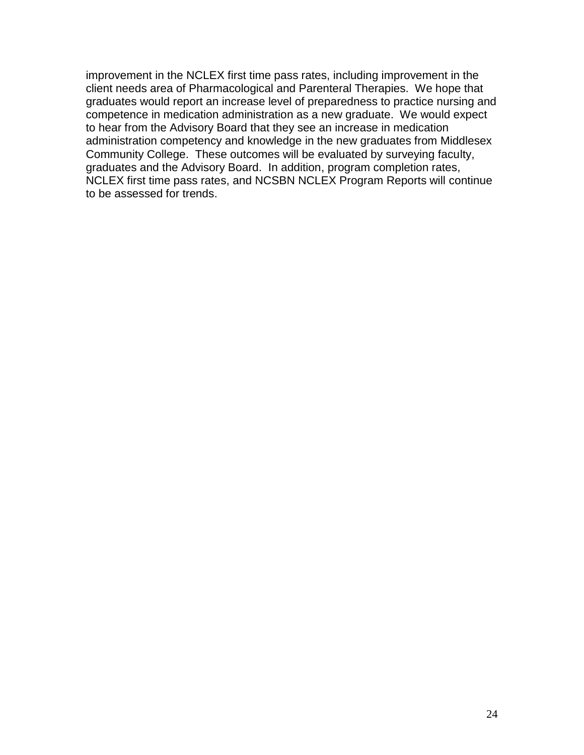improvement in the NCLEX first time pass rates, including improvement in the client needs area of Pharmacological and Parenteral Therapies. We hope that graduates would report an increase level of preparedness to practice nursing and competence in medication administration as a new graduate. We would expect to hear from the Advisory Board that they see an increase in medication administration competency and knowledge in the new graduates from Middlesex Community College. These outcomes will be evaluated by surveying faculty, graduates and the Advisory Board. In addition, program completion rates, NCLEX first time pass rates, and NCSBN NCLEX Program Reports will continue to be assessed for trends.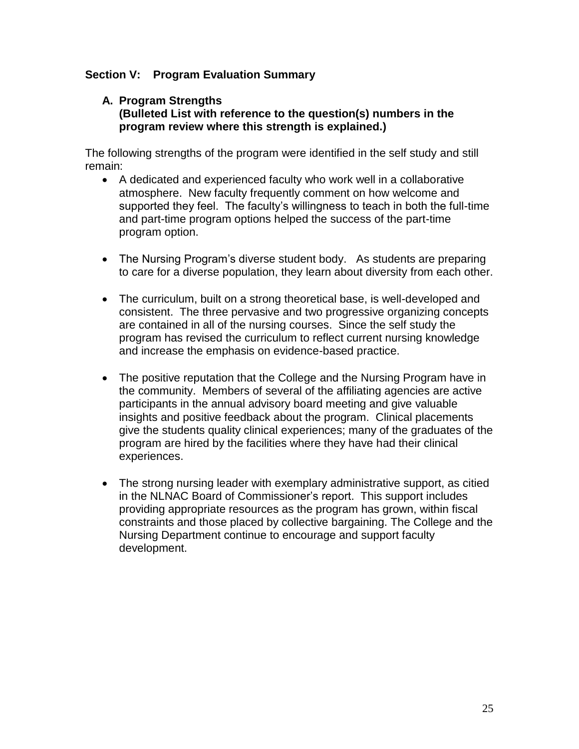## Section V: Program Evaluation Summary

### A. Program Strengths

**(Bulleted List with reference to the question(s) numbers in the program review where this strength is explained.)**

The following strengths of the program were identified in the self study and still remain:

- A dedicated and experienced faculty who work well in a collaborative atmosphere. New faculty frequently comment on how welcome and supported they feel. The faculty's willingness to teach in both the full-time and part-time program options helped the success of the part-time program option.

- The Nursing Program's diverse student body. As students are preparing to care for a diverse population, they learn about diversity from each other.

- The curriculum, built on a strong theoretical base, is well-developed and consistent. The three pervasive and two progressive organizing concepts are contained in all of the nursing courses. Since the self study the program has revised the curriculum to reflect current nursing knowledge and increase the emphasis on evidence-based practice.

- The positive reputation that the College and the Nursing Program have in the community. Members of several of the affiliating agencies are active participants in the annual advisory board meeting and give valuable insights and positive feedback about the program. Clinical placements give the students quality clinical experiences; many of the graduates of the program are hired by the facilities where they have had their clinical experiences.

- The strong nursing leader with exemplary administrative support, as citied in the NLNAC Board of Commissioner's report. This support includes providing appropriate resources as the program has grown, within fiscal constraints and those placed by collective bargaining. The College and the Nursing Department continue to encourage and support faculty development.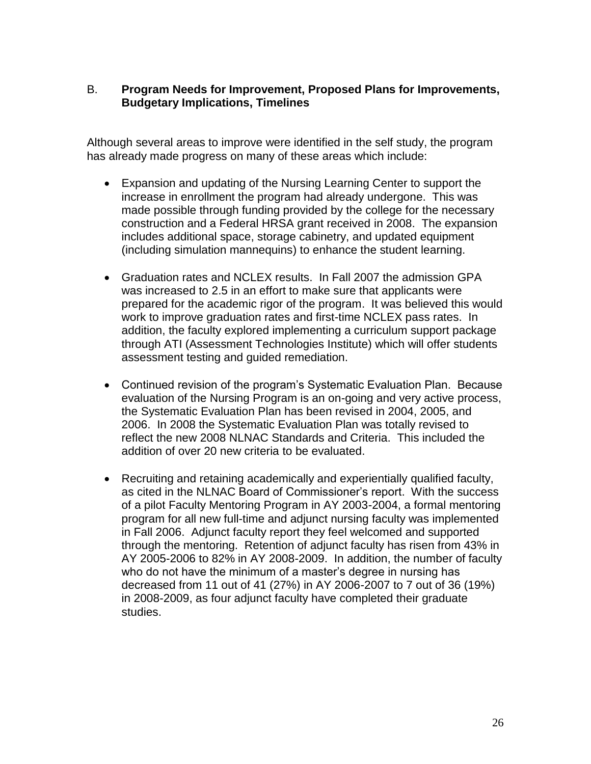## B. Program Needs for Improvement, Proposed Plans for Improvements, Budgetary Implications, Timelines

Although several areas to improve were identified in the self study, the program has already made progress on many of these areas which include:

- Expansion and updating of the Nursing Learning Center to support the increase in enrollment the program had already undergone. This was made possible through funding provided by the college for the necessary construction and a Federal HRSA grant received in 2008. The expansion includes additional space, storage cabinetry, and updated equipment (including simulation mannequins) to enhance the student learning.

- Graduation rates and NCLEX results. In Fall 2007 the admission GPA was increased to 2.5 in an effort to make sure that applicants were prepared for the academic rigor of the program. It was believed this would work to improve graduation rates and first-time NCLEX pass rates. In addition, the faculty explored implementing a curriculum support package through ATI (Assessment Technologies Institute) which will offer students assessment testing and guided remediation.

- Continued revision of the program's Systematic Evaluation Plan. Because evaluation of the Nursing Program is an on-going and very active process, the Systematic Evaluation Plan has been revised in 2004, 2005, and 2006. In 2008 the Systematic Evaluation Plan was totally revised to reflect the new 2008 NLNAC Standards and Criteria. This included the addition of over 20 new criteria to be evaluated.

- Recruiting and retaining academically and experientially qualified faculty, as cited in the NLNAC Board of Commissioner's report. With the success of a pilot Faculty Mentoring Program in AY 2003-2004, a formal mentoring program for all new full-time and adjunct nursing faculty was implemented in Fall 2006. Adjunct faculty report they feel welcomed and supported through the mentoring. Retention of adjunct faculty has risen from 43% in AY 2005-2006 to 82% in AY 2008-2009. In addition, the number of faculty who do not have the minimum of a master's degree in nursing has decreased from 11 out of 41 (27%) in AY 2006-2007 to 7 out of 36 (19%) in 2008-2009, as four adjunct faculty have completed their graduate studies.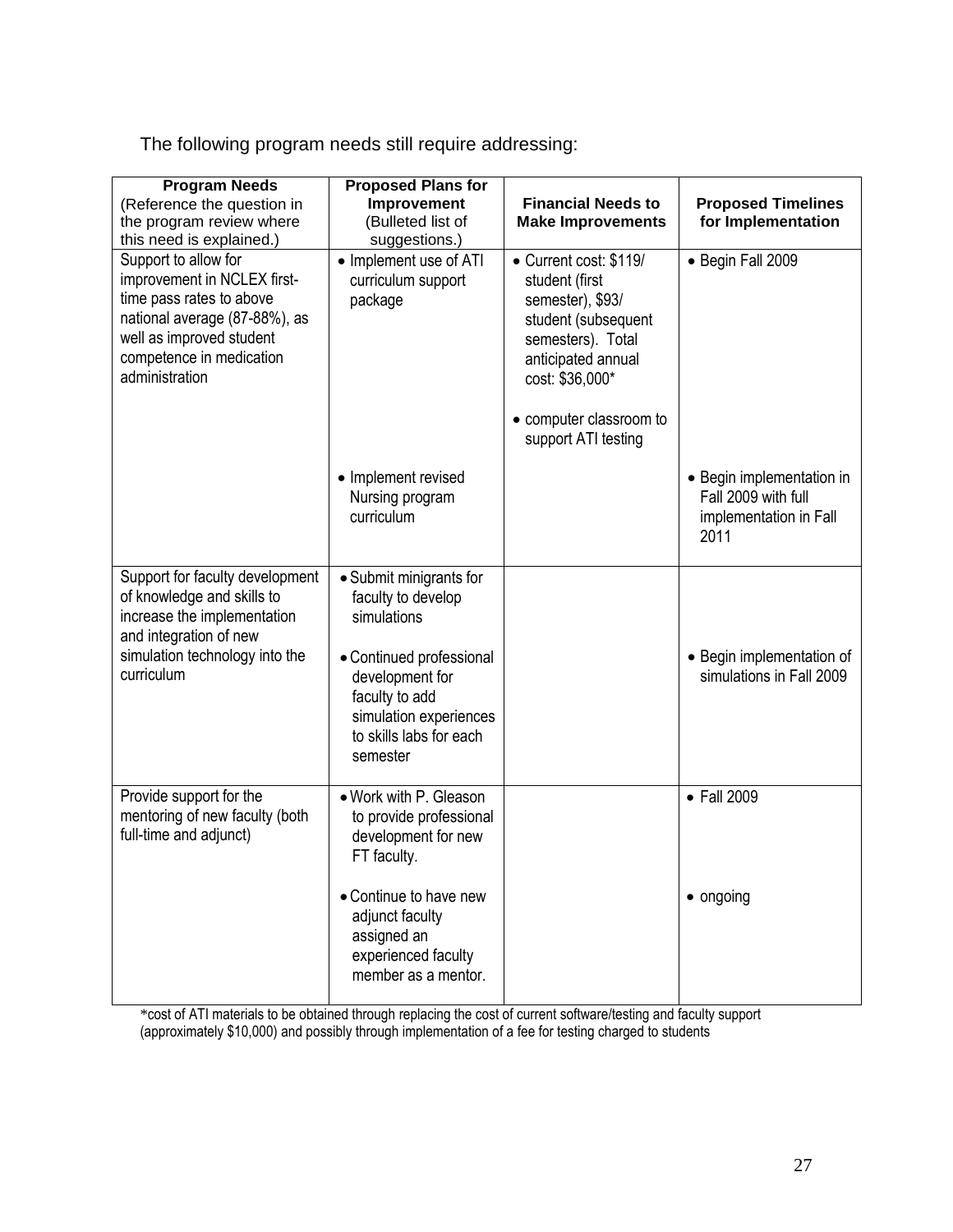The following program needs still require addressing:

| **Program Needs** (Reference the question in the program review where this need is explained.) | **Proposed Plans for Improvement** (Bulleted list of suggestions.) | **Financial Needs to Make Improvements** | **Proposed Timelines for Implementation** |
|---|---|---|---|
| Support to allow for improvement in NCLEX first-time pass rates to above national average (87-88%), as well as improved student competence in medication administration | • Implement use of ATI curriculum support package | • Current cost: $119/ student (first semester), $93/ student (subsequent semesters). Total anticipated annual cost: $36,000*<br>• computer classroom to support ATI testing | • Begin Fall 2009 |
| | • Implement revised Nursing program curriculum | | • Begin implementation in Fall 2009 with full implementation in Fall 2011 |
| Support for faculty development of knowledge and skills to increase the implementation and integration of new simulation technology into the curriculum | • Submit minigrants for faculty to develop simulations<br>• Continued professional development for faculty to add simulation experiences to skills labs for each semester | | • Begin implementation of simulations in Fall 2009 |
| Provide support for the mentoring of new faculty (both full-time and adjunct) | • Work with P. Gleason to provide professional development for new FT faculty. | | • Fall 2009 |
| | • Continue to have new adjunct faculty assigned an experienced faculty member as a mentor. | | • ongoing |

*cost of ATI materials to be obtained through replacing the cost of current software/testing and faculty support (approximately $10,000) and possibly through implementation of a fee for testing charged to students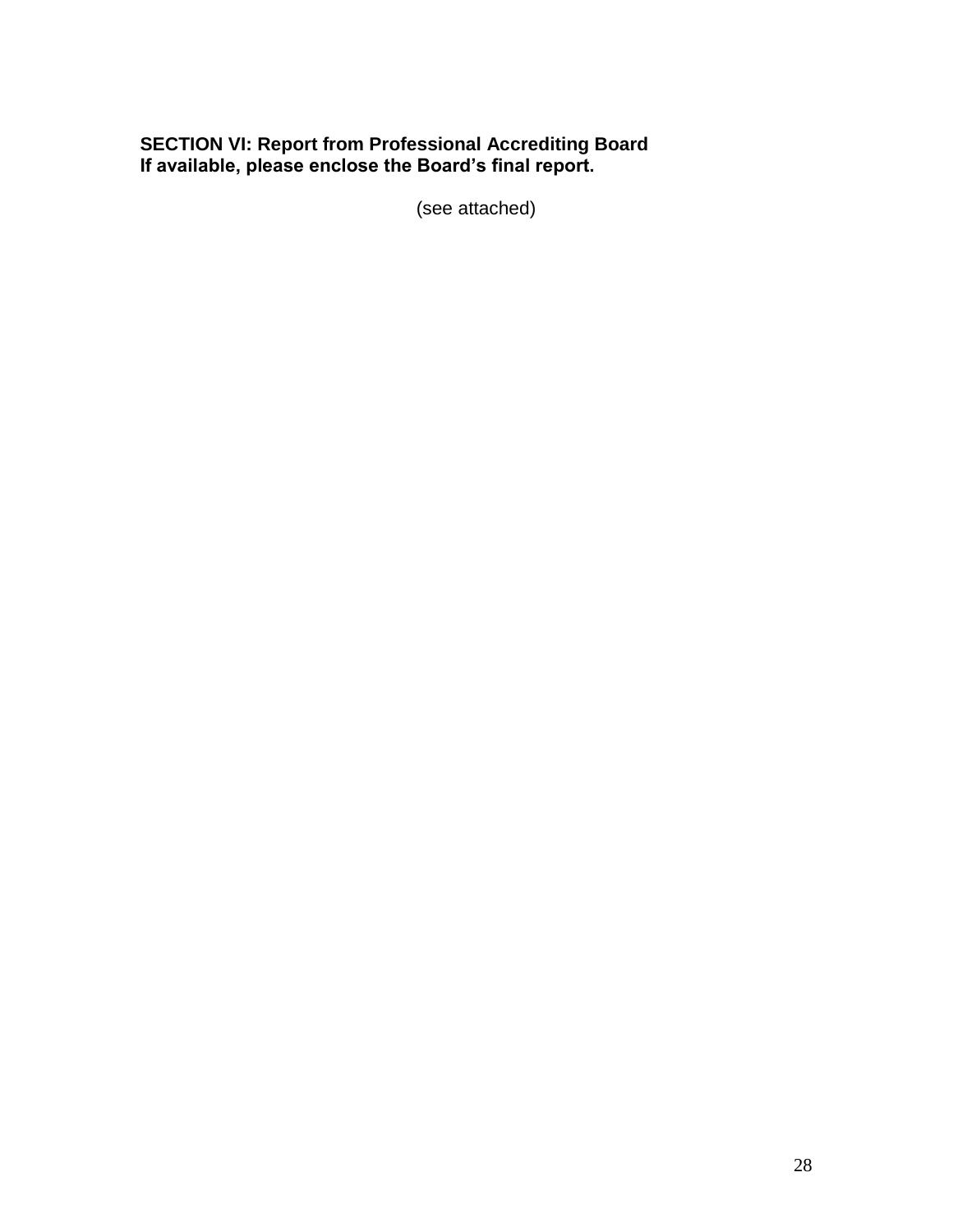**SECTION VI: Report from Professional Accrediting Board**
**If available, please enclose the Board's final report.**

(see attached)